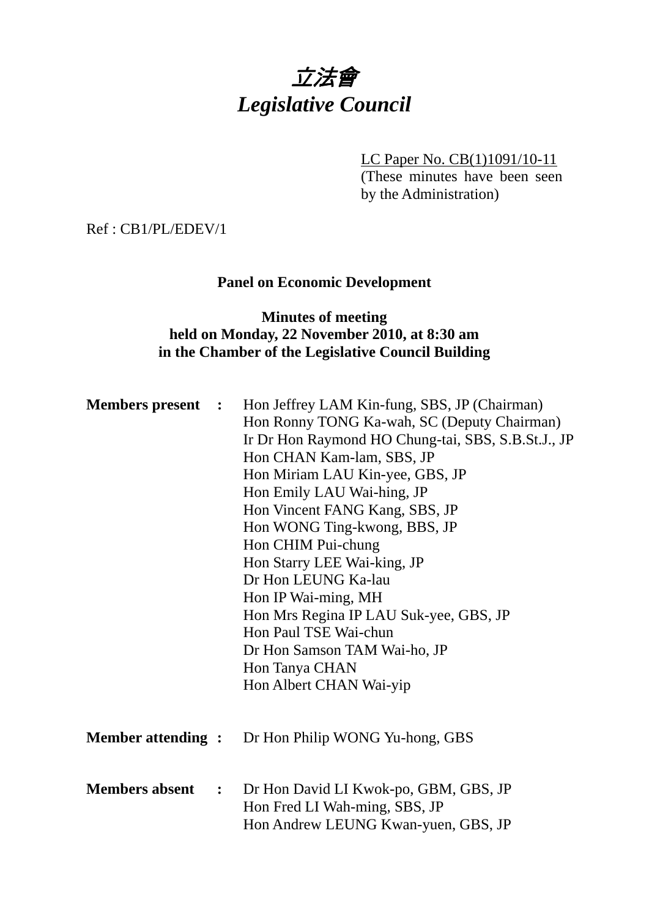# *立法會*
# *Legislative Council*

LC Paper No. CB(1)1091/10-11
(These minutes have been seen by the Administration)

Ref : CB1/PL/EDEV/1

**Panel on Economic Development**

**Minutes of meeting**
**held on Monday, 22 November 2010, at 8:30 am**
**in the Chamber of the Legislative Council Building**

**Members present :**

Hon Jeffrey LAM Kin-fung, SBS, JP (Chairman)
Hon Ronny TONG Ka-wah, SC (Deputy Chairman)
Ir Dr Hon Raymond HO Chung-tai, SBS, S.B.St.J., JP
Hon CHAN Kam-lam, SBS, JP
Hon Miriam LAU Kin-yee, GBS, JP
Hon Emily LAU Wai-hing, JP
Hon Vincent FANG Kang, SBS, JP
Hon WONG Ting-kwong, BBS, JP
Hon CHIM Pui-chung
Hon Starry LEE Wai-king, JP
Dr Hon LEUNG Ka-lau
Hon IP Wai-ming, MH
Hon Mrs Regina IP LAU Suk-yee, GBS, JP
Hon Paul TSE Wai-chun
Dr Hon Samson TAM Wai-ho, JP
Hon Tanya CHAN
Hon Albert CHAN Wai-yip

**Member attending :**

Dr Hon Philip WONG Yu-hong, GBS

**Members absent :**

Dr Hon David LI Kwok-po, GBM, GBS, JP
Hon Fred LI Wah-ming, SBS, JP
Hon Andrew LEUNG Kwan-yuen, GBS, JP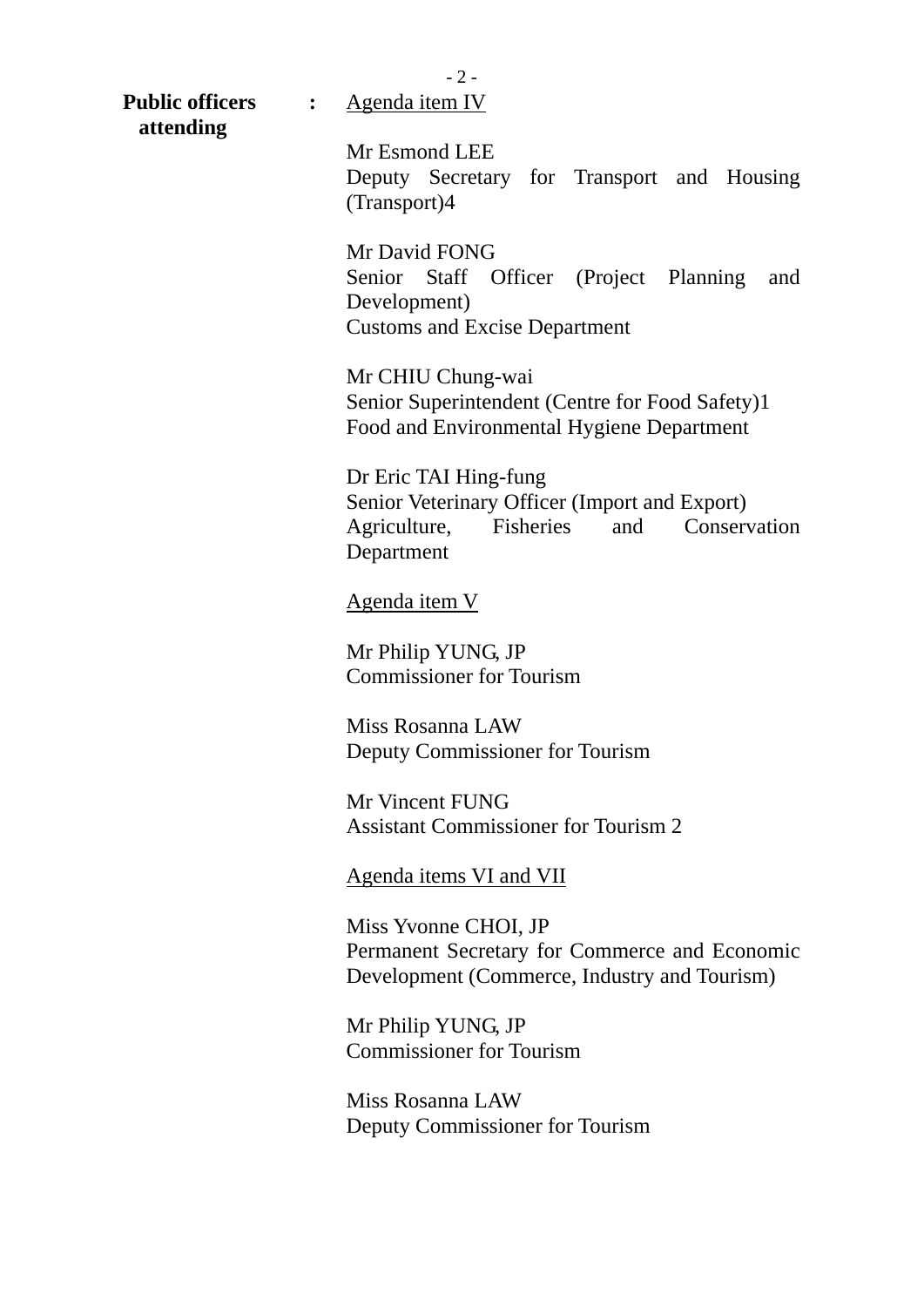**Public officers attending** : <u>Agenda item IV</u>

Mr Esmond LEE
Deputy Secretary for Transport and Housing (Transport)4

Mr David FONG
Senior Staff Officer (Project Planning and Development)
Customs and Excise Department

Mr CHIU Chung-wai
Senior Superintendent (Centre for Food Safety)1
Food and Environmental Hygiene Department

Dr Eric TAI Hing-fung
Senior Veterinary Officer (Import and Export)
Agriculture, Fisheries and Conservation Department

<u>Agenda item V</u>

Mr Philip YUNG, JP
Commissioner for Tourism

Miss Rosanna LAW
Deputy Commissioner for Tourism

Mr Vincent FUNG
Assistant Commissioner for Tourism 2

<u>Agenda items VI and VII</u>

Miss Yvonne CHOI, JP
Permanent Secretary for Commerce and Economic Development (Commerce, Industry and Tourism)

Mr Philip YUNG, JP
Commissioner for Tourism

Miss Rosanna LAW
Deputy Commissioner for Tourism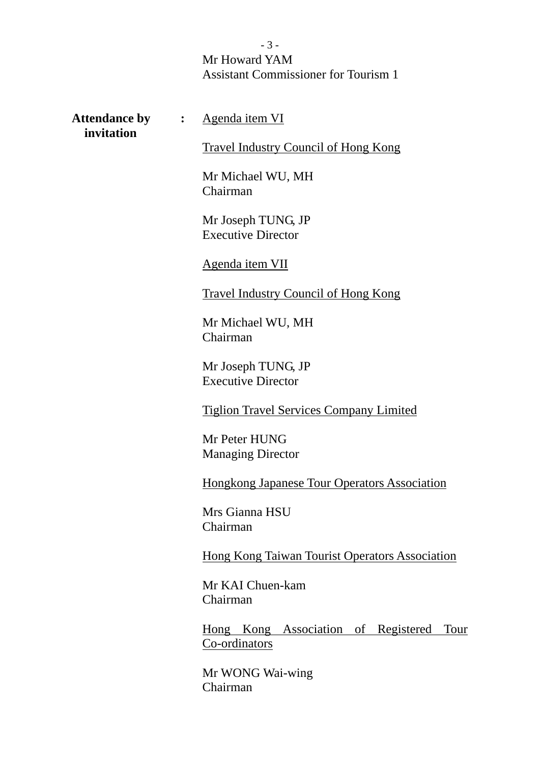Mr Howard YAM
Assistant Commissioner for Tourism 1

**Attendance by invitation** : Agenda item VI

Travel Industry Council of Hong Kong

Mr Michael WU, MH
Chairman

Mr Joseph TUNG, JP
Executive Director

Agenda item VII

Travel Industry Council of Hong Kong

Mr Michael WU, MH
Chairman

Mr Joseph TUNG, JP
Executive Director

Tiglion Travel Services Company Limited

Mr Peter HUNG
Managing Director

Hongkong Japanese Tour Operators Association

Mrs Gianna HSU
Chairman

Hong Kong Taiwan Tourist Operators Association

Mr KAI Chuen-kam
Chairman

Hong Kong Association of Registered Tour Co-ordinators

Mr WONG Wai-wing
Chairman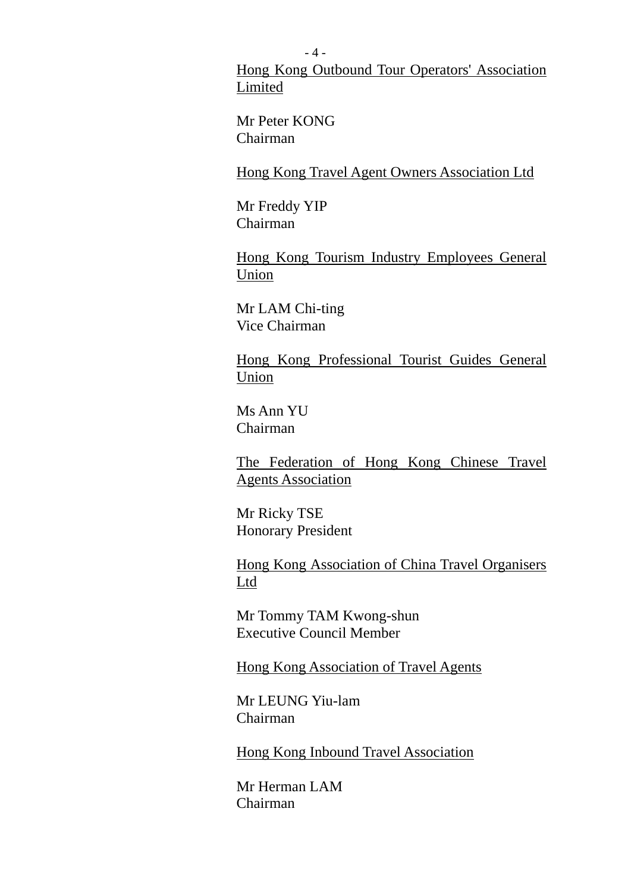<u>Hong Kong Outbound Tour Operators' Association Limited</u>

Mr Peter KONG  
Chairman

<u>Hong Kong Travel Agent Owners Association Ltd</u>

Mr Freddy YIP  
Chairman

<u>Hong Kong Tourism Industry Employees General Union</u>

Mr LAM Chi-ting  
Vice Chairman

<u>Hong Kong Professional Tourist Guides General Union</u>

Ms Ann YU  
Chairman

<u>The Federation of Hong Kong Chinese Travel Agents Association</u>

Mr Ricky TSE  
Honorary President

<u>Hong Kong Association of China Travel Organisers Ltd</u>

Mr Tommy TAM Kwong-shun  
Executive Council Member

<u>Hong Kong Association of Travel Agents</u>

Mr LEUNG Yiu-lam  
Chairman

<u>Hong Kong Inbound Travel Association</u>

Mr Herman LAM  
Chairman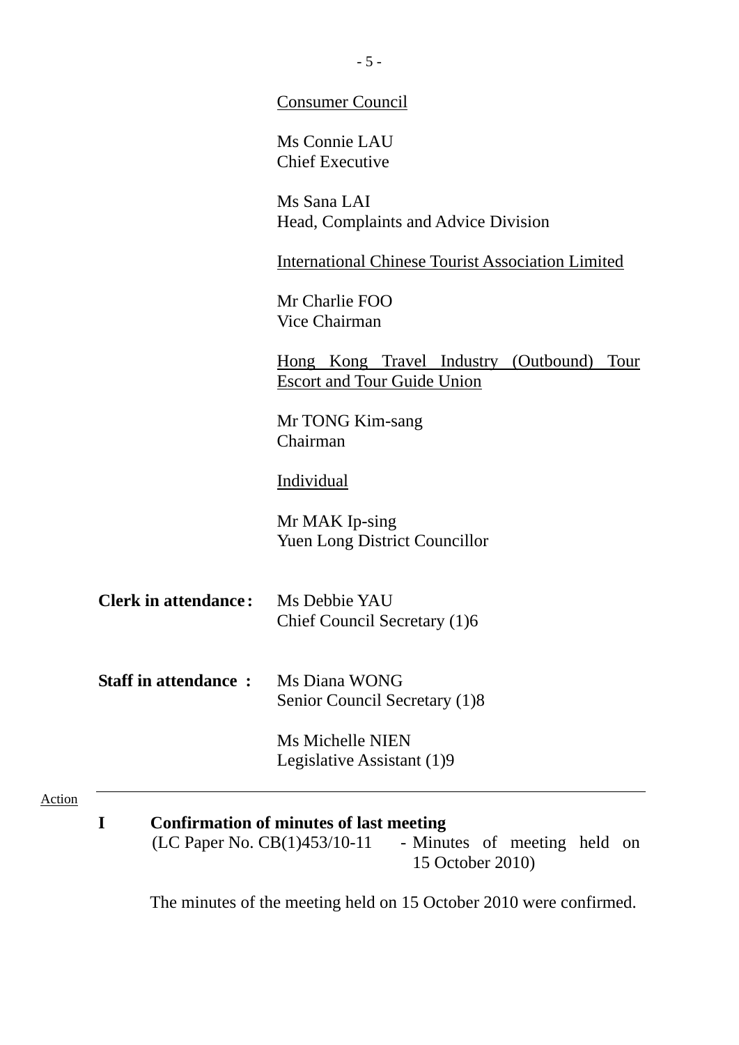Consumer Council

Ms Connie LAU
Chief Executive

Ms Sana LAI
Head, Complaints and Advice Division

International Chinese Tourist Association Limited

Mr Charlie FOO
Vice Chairman

Hong Kong Travel Industry (Outbound) Tour Escort and Tour Guide Union

Mr TONG Kim-sang
Chairman

Individual

Mr MAK Ip-sing
Yuen Long District Councillor

**Clerk in attendance:** Ms Debbie YAU
Chief Council Secretary (1)6

**Staff in attendance :** Ms Diana WONG
Senior Council Secretary (1)8

Ms Michelle NIEN
Legislative Assistant (1)9

Action

---

## I Confirmation of minutes of last meeting

(LC Paper No. CB(1)453/10-11 - Minutes of meeting held on 15 October 2010)

The minutes of the meeting held on 15 October 2010 were confirmed.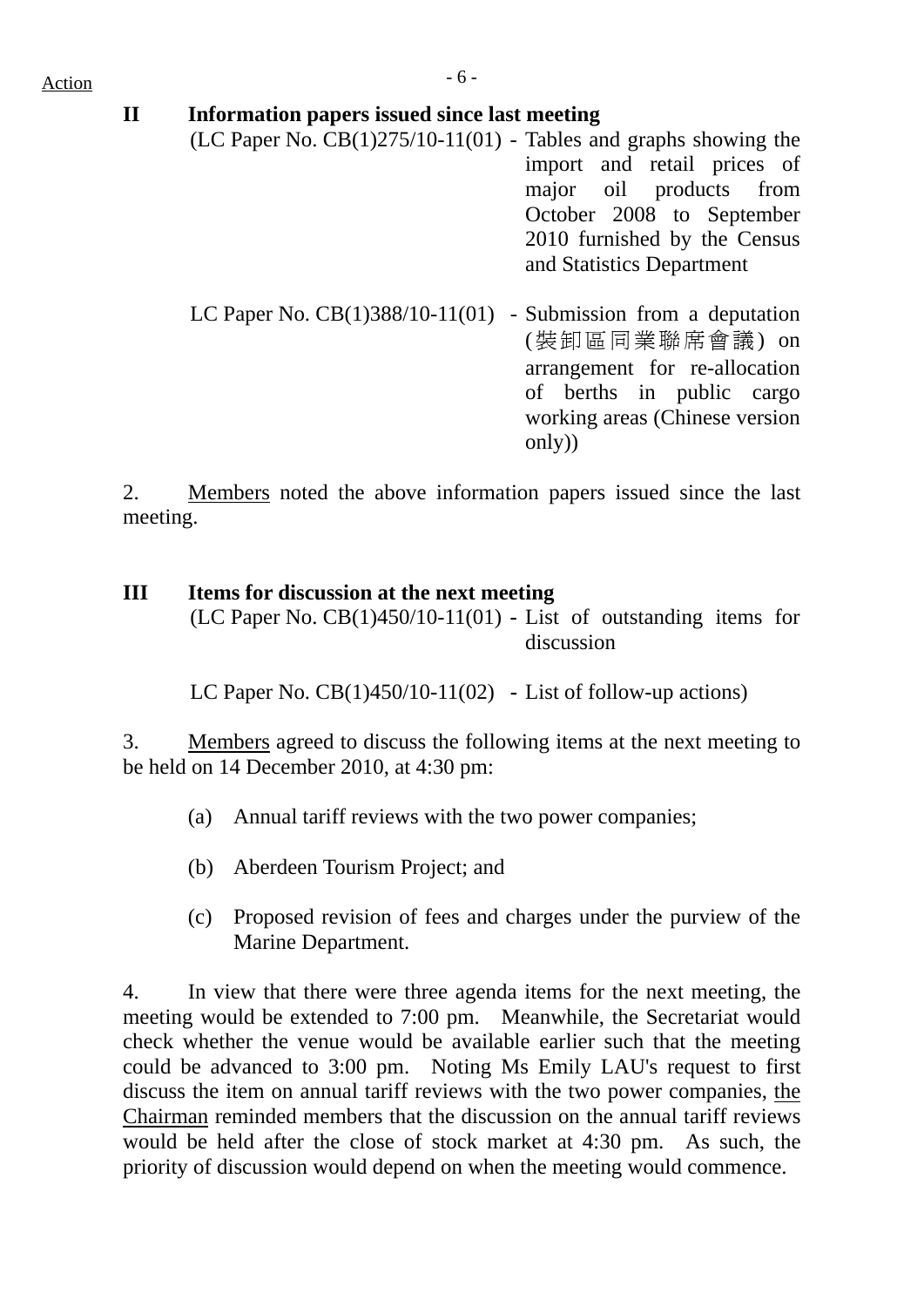Action

## II Information papers issued since last meeting

(LC Paper No. CB(1)275/10-11(01) - Tables and graphs showing the import and retail prices of major oil products from October 2008 to September 2010 furnished by the Census and Statistics Department

LC Paper No. CB(1)388/10-11(01) - Submission from a deputation (裝卸區同業聯席會議) on arrangement for re-allocation of berths in public cargo working areas (Chinese version only))

2. Members noted the above information papers issued since the last meeting.

## III Items for discussion at the next meeting

(LC Paper No. CB(1)450/10-11(01) - List of outstanding items for discussion

LC Paper No. CB(1)450/10-11(02) - List of follow-up actions)

3. Members agreed to discuss the following items at the next meeting to be held on 14 December 2010, at 4:30 pm:

(a) Annual tariff reviews with the two power companies;

(b) Aberdeen Tourism Project; and

(c) Proposed revision of fees and charges under the purview of the Marine Department.

4. In view that there were three agenda items for the next meeting, the meeting would be extended to 7:00 pm. Meanwhile, the Secretariat would check whether the venue would be available earlier such that the meeting could be advanced to 3:00 pm. Noting Ms Emily LAU's request to first discuss the item on annual tariff reviews with the two power companies, the Chairman reminded members that the discussion on the annual tariff reviews would be held after the close of stock market at 4:30 pm. As such, the priority of discussion would depend on when the meeting would commence.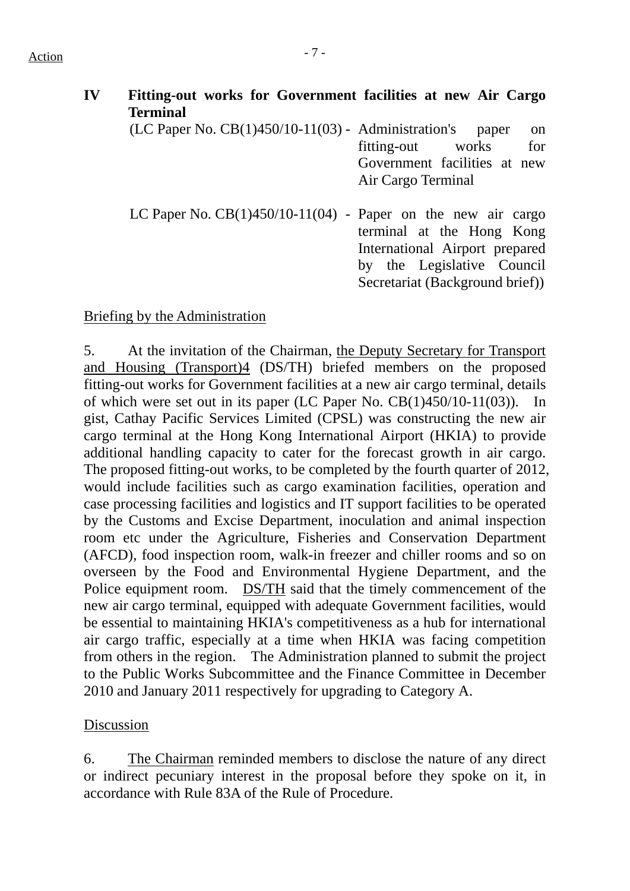Action

**IV Fitting-out works for Government facilities at new Air Cargo Terminal**

(LC Paper No. CB(1)450/10-11(03) - Administration's paper on fitting-out works for Government facilities at new Air Cargo Terminal

LC Paper No. CB(1)450/10-11(04) - Paper on the new air cargo terminal at the Hong Kong International Airport prepared by the Legislative Council Secretariat (Background brief))

Briefing by the Administration

5. At the invitation of the Chairman, the Deputy Secretary for Transport and Housing (Transport)4 (DS/TH) briefed members on the proposed fitting-out works for Government facilities at a new air cargo terminal, details of which were set out in its paper (LC Paper No. CB(1)450/10-11(03)). In gist, Cathay Pacific Services Limited (CPSL) was constructing the new air cargo terminal at the Hong Kong International Airport (HKIA) to provide additional handling capacity to cater for the forecast growth in air cargo. The proposed fitting-out works, to be completed by the fourth quarter of 2012, would include facilities such as cargo examination facilities, operation and case processing facilities and logistics and IT support facilities to be operated by the Customs and Excise Department, inoculation and animal inspection room etc under the Agriculture, Fisheries and Conservation Department (AFCD), food inspection room, walk-in freezer and chiller rooms and so on overseen by the Food and Environmental Hygiene Department, and the Police equipment room. DS/TH said that the timely commencement of the new air cargo terminal, equipped with adequate Government facilities, would be essential to maintaining HKIA's competitiveness as a hub for international air cargo traffic, especially at a time when HKIA was facing competition from others in the region. The Administration planned to submit the project to the Public Works Subcommittee and the Finance Committee in December 2010 and January 2011 respectively for upgrading to Category A.

Discussion

6. The Chairman reminded members to disclose the nature of any direct or indirect pecuniary interest in the proposal before they spoke on it, in accordance with Rule 83A of the Rule of Procedure.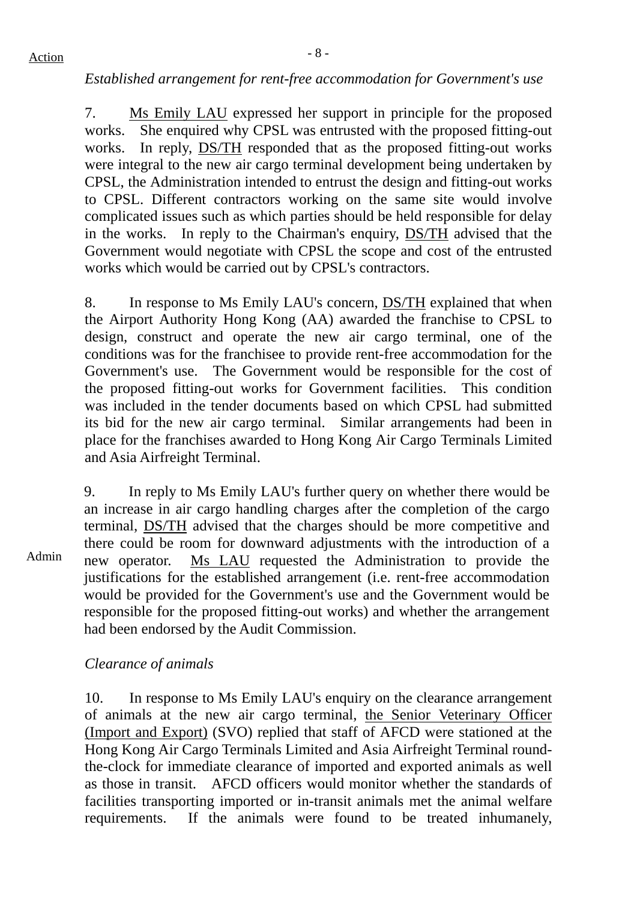Action

*Established arrangement for rent-free accommodation for Government's use*

7. Ms Emily LAU expressed her support in principle for the proposed works. She enquired why CPSL was entrusted with the proposed fitting-out works. In reply, DS/TH responded that as the proposed fitting-out works were integral to the new air cargo terminal development being undertaken by CPSL, the Administration intended to entrust the design and fitting-out works to CPSL. Different contractors working on the same site would involve complicated issues such as which parties should be held responsible for delay in the works. In reply to the Chairman's enquiry, DS/TH advised that the Government would negotiate with CPSL the scope and cost of the entrusted works which would be carried out by CPSL's contractors.

8. In response to Ms Emily LAU's concern, DS/TH explained that when the Airport Authority Hong Kong (AA) awarded the franchise to CPSL to design, construct and operate the new air cargo terminal, one of the conditions was for the franchisee to provide rent-free accommodation for the Government's use. The Government would be responsible for the cost of the proposed fitting-out works for Government facilities. This condition was included in the tender documents based on which CPSL had submitted its bid for the new air cargo terminal. Similar arrangements had been in place for the franchises awarded to Hong Kong Air Cargo Terminals Limited and Asia Airfreight Terminal.

9. In reply to Ms Emily LAU's further query on whether there would be an increase in air cargo handling charges after the completion of the cargo terminal, DS/TH advised that the charges should be more competitive and there could be room for downward adjustments with the introduction of a new operator. Ms LAU requested the Administration to provide the justifications for the established arrangement (i.e. rent-free accommodation would be provided for the Government's use and the Government would be responsible for the proposed fitting-out works) and whether the arrangement had been endorsed by the Audit Commission.

Admin

*Clearance of animals*

10. In response to Ms Emily LAU's enquiry on the clearance arrangement of animals at the new air cargo terminal, the Senior Veterinary Officer (Import and Export) (SVO) replied that staff of AFCD were stationed at the Hong Kong Air Cargo Terminals Limited and Asia Airfreight Terminal round-the-clock for immediate clearance of imported and exported animals as well as those in transit. AFCD officers would monitor whether the standards of facilities transporting imported or in-transit animals met the animal welfare requirements. If the animals were found to be treated inhumanely,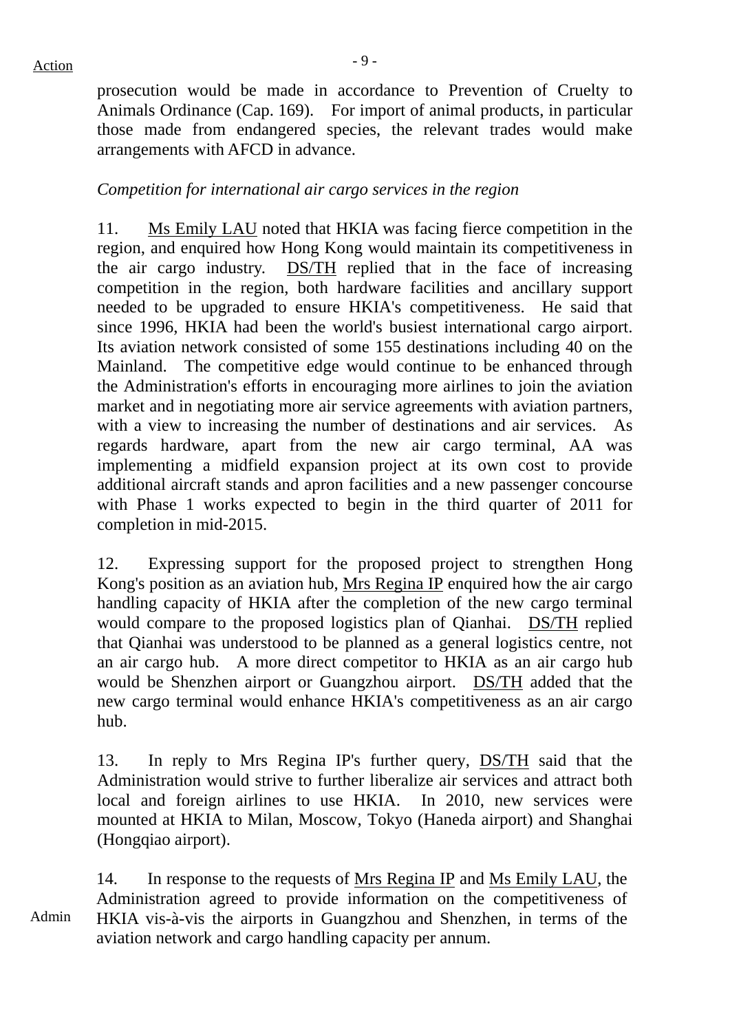prosecution would be made in accordance to Prevention of Cruelty to Animals Ordinance (Cap. 169). For import of animal products, in particular those made from endangered species, the relevant trades would make arrangements with AFCD in advance.

*Competition for international air cargo services in the region*

11. Ms Emily LAU noted that HKIA was facing fierce competition in the region, and enquired how Hong Kong would maintain its competitiveness in the air cargo industry. DS/TH replied that in the face of increasing competition in the region, both hardware facilities and ancillary support needed to be upgraded to ensure HKIA's competitiveness. He said that since 1996, HKIA had been the world's busiest international cargo airport. Its aviation network consisted of some 155 destinations including 40 on the Mainland. The competitive edge would continue to be enhanced through the Administration's efforts in encouraging more airlines to join the aviation market and in negotiating more air service agreements with aviation partners, with a view to increasing the number of destinations and air services. As regards hardware, apart from the new air cargo terminal, AA was implementing a midfield expansion project at its own cost to provide additional aircraft stands and apron facilities and a new passenger concourse with Phase 1 works expected to begin in the third quarter of 2011 for completion in mid-2015.

12. Expressing support for the proposed project to strengthen Hong Kong's position as an aviation hub, Mrs Regina IP enquired how the air cargo handling capacity of HKIA after the completion of the new cargo terminal would compare to the proposed logistics plan of Qianhai. DS/TH replied that Qianhai was understood to be planned as a general logistics centre, not an air cargo hub. A more direct competitor to HKIA as an air cargo hub would be Shenzhen airport or Guangzhou airport. DS/TH added that the new cargo terminal would enhance HKIA's competitiveness as an air cargo hub.

13. In reply to Mrs Regina IP's further query, DS/TH said that the Administration would strive to further liberalize air services and attract both local and foreign airlines to use HKIA. In 2010, new services were mounted at HKIA to Milan, Moscow, Tokyo (Haneda airport) and Shanghai (Hongqiao airport).

14. In response to the requests of Mrs Regina IP and Ms Emily LAU, the Administration agreed to provide information on the competitiveness of HKIA vis-à-vis the airports in Guangzhou and Shenzhen, in terms of the aviation network and cargo handling capacity per annum. **Admin**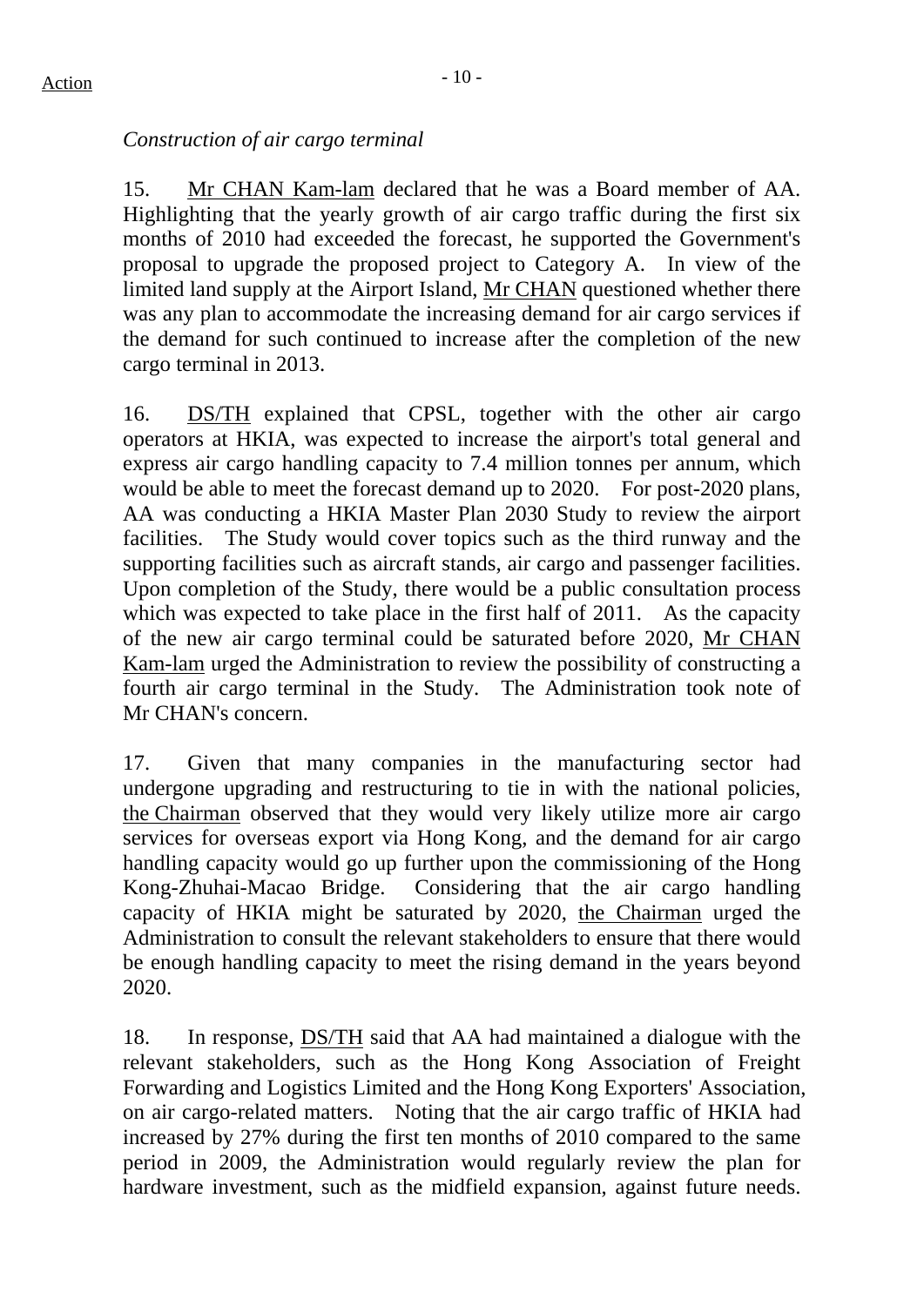*Construction of air cargo terminal*

15. Mr CHAN Kam-lam declared that he was a Board member of AA. Highlighting that the yearly growth of air cargo traffic during the first six months of 2010 had exceeded the forecast, he supported the Government's proposal to upgrade the proposed project to Category A. In view of the limited land supply at the Airport Island, Mr CHAN questioned whether there was any plan to accommodate the increasing demand for air cargo services if the demand for such continued to increase after the completion of the new cargo terminal in 2013.

16. DS/TH explained that CPSL, together with the other air cargo operators at HKIA, was expected to increase the airport's total general and express air cargo handling capacity to 7.4 million tonnes per annum, which would be able to meet the forecast demand up to 2020. For post-2020 plans, AA was conducting a HKIA Master Plan 2030 Study to review the airport facilities. The Study would cover topics such as the third runway and the supporting facilities such as aircraft stands, air cargo and passenger facilities. Upon completion of the Study, there would be a public consultation process which was expected to take place in the first half of 2011. As the capacity of the new air cargo terminal could be saturated before 2020, Mr CHAN Kam-lam urged the Administration to review the possibility of constructing a fourth air cargo terminal in the Study. The Administration took note of Mr CHAN's concern.

17. Given that many companies in the manufacturing sector had undergone upgrading and restructuring to tie in with the national policies, the Chairman observed that they would very likely utilize more air cargo services for overseas export via Hong Kong, and the demand for air cargo handling capacity would go up further upon the commissioning of the Hong Kong-Zhuhai-Macao Bridge. Considering that the air cargo handling capacity of HKIA might be saturated by 2020, the Chairman urged the Administration to consult the relevant stakeholders to ensure that there would be enough handling capacity to meet the rising demand in the years beyond 2020.

18. In response, DS/TH said that AA had maintained a dialogue with the relevant stakeholders, such as the Hong Kong Association of Freight Forwarding and Logistics Limited and the Hong Kong Exporters' Association, on air cargo-related matters. Noting that the air cargo traffic of HKIA had increased by 27% during the first ten months of 2010 compared to the same period in 2009, the Administration would regularly review the plan for hardware investment, such as the midfield expansion, against future needs.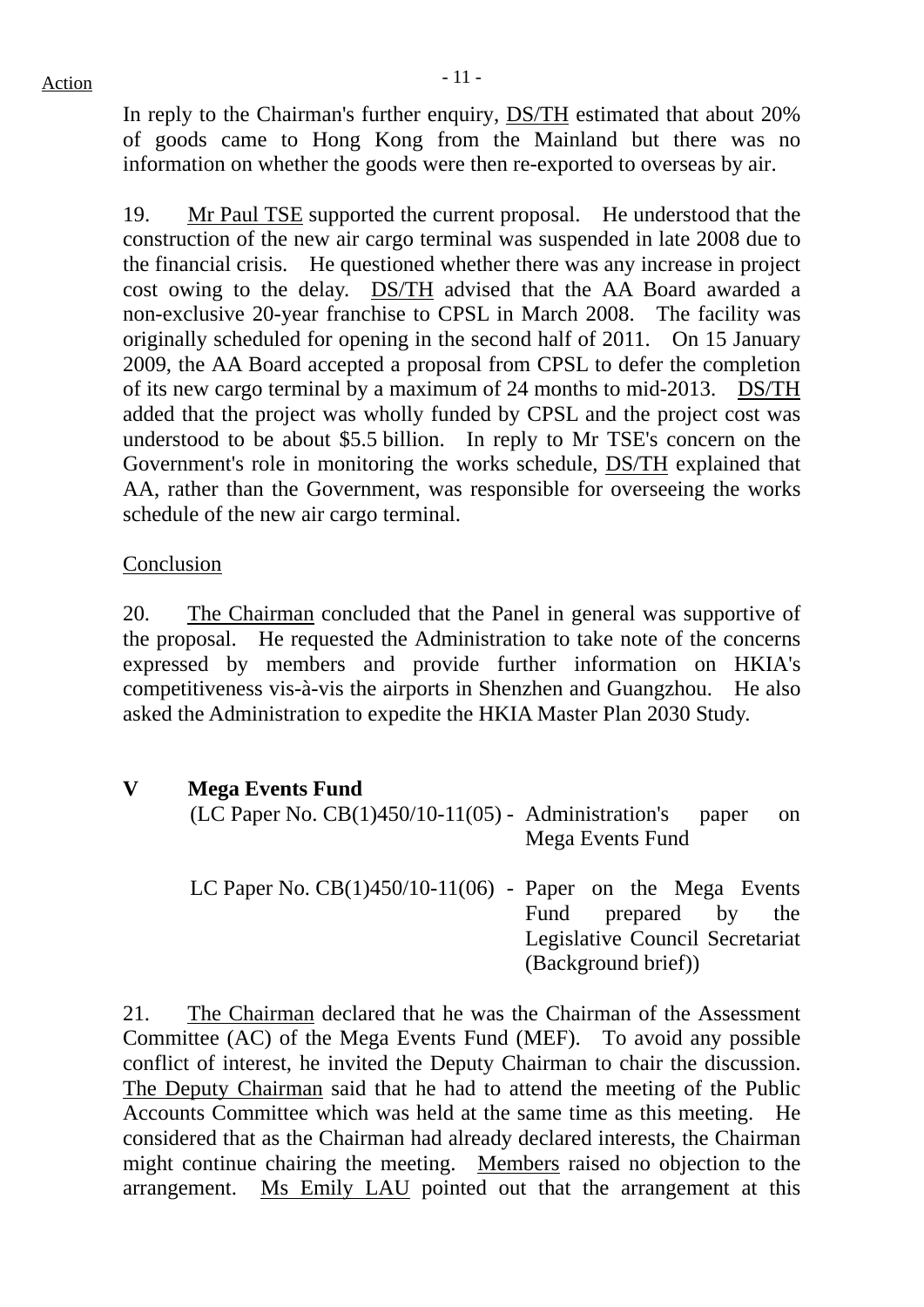In reply to the Chairman's further enquiry, DS/TH estimated that about 20% of goods came to Hong Kong from the Mainland but there was no information on whether the goods were then re-exported to overseas by air.

19. Mr Paul TSE supported the current proposal. He understood that the construction of the new air cargo terminal was suspended in late 2008 due to the financial crisis. He questioned whether there was any increase in project cost owing to the delay. DS/TH advised that the AA Board awarded a non-exclusive 20-year franchise to CPSL in March 2008. The facility was originally scheduled for opening in the second half of 2011. On 15 January 2009, the AA Board accepted a proposal from CPSL to defer the completion of its new cargo terminal by a maximum of 24 months to mid-2013. DS/TH added that the project was wholly funded by CPSL and the project cost was understood to be about $5.5 billion. In reply to Mr TSE's concern on the Government's role in monitoring the works schedule, DS/TH explained that AA, rather than the Government, was responsible for overseeing the works schedule of the new air cargo terminal.

Conclusion

20. The Chairman concluded that the Panel in general was supportive of the proposal. He requested the Administration to take note of the concerns expressed by members and provide further information on HKIA's competitiveness vis-à-vis the airports in Shenzhen and Guangzhou. He also asked the Administration to expedite the HKIA Master Plan 2030 Study.

## V Mega Events Fund

(LC Paper No. CB(1)450/10-11(05) - Administration's paper on Mega Events Fund

LC Paper No. CB(1)450/10-11(06) - Paper on the Mega Events Fund prepared by the Legislative Council Secretariat (Background brief))

21. The Chairman declared that he was the Chairman of the Assessment Committee (AC) of the Mega Events Fund (MEF). To avoid any possible conflict of interest, he invited the Deputy Chairman to chair the discussion. The Deputy Chairman said that he had to attend the meeting of the Public Accounts Committee which was held at the same time as this meeting. He considered that as the Chairman had already declared interests, the Chairman might continue chairing the meeting. Members raised no objection to the arrangement. Ms Emily LAU pointed out that the arrangement at this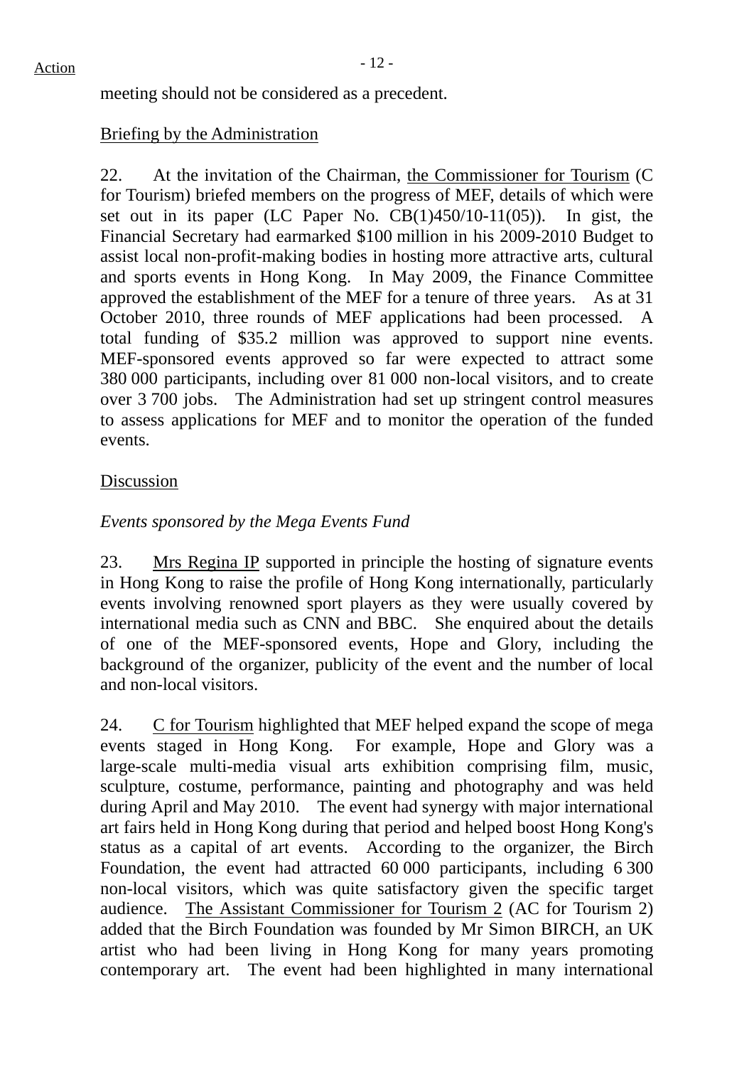meeting should not be considered as a precedent.

Briefing by the Administration

22. At the invitation of the Chairman, the Commissioner for Tourism (C for Tourism) briefed members on the progress of MEF, details of which were set out in its paper (LC Paper No. CB(1)450/10-11(05)). In gist, the Financial Secretary had earmarked $100 million in his 2009-2010 Budget to assist local non-profit-making bodies in hosting more attractive arts, cultural and sports events in Hong Kong. In May 2009, the Finance Committee approved the establishment of the MEF for a tenure of three years. As at 31 October 2010, three rounds of MEF applications had been processed. A total funding of $35.2 million was approved to support nine events. MEF-sponsored events approved so far were expected to attract some 380 000 participants, including over 81 000 non-local visitors, and to create over 3 700 jobs. The Administration had set up stringent control measures to assess applications for MEF and to monitor the operation of the funded events.

Discussion

*Events sponsored by the Mega Events Fund*

23. Mrs Regina IP supported in principle the hosting of signature events in Hong Kong to raise the profile of Hong Kong internationally, particularly events involving renowned sport players as they were usually covered by international media such as CNN and BBC. She enquired about the details of one of the MEF-sponsored events, Hope and Glory, including the background of the organizer, publicity of the event and the number of local and non-local visitors.

24. C for Tourism highlighted that MEF helped expand the scope of mega events staged in Hong Kong. For example, Hope and Glory was a large-scale multi-media visual arts exhibition comprising film, music, sculpture, costume, performance, painting and photography and was held during April and May 2010. The event had synergy with major international art fairs held in Hong Kong during that period and helped boost Hong Kong's status as a capital of art events. According to the organizer, the Birch Foundation, the event had attracted 60 000 participants, including 6 300 non-local visitors, which was quite satisfactory given the specific target audience. The Assistant Commissioner for Tourism 2 (AC for Tourism 2) added that the Birch Foundation was founded by Mr Simon BIRCH, an UK artist who had been living in Hong Kong for many years promoting contemporary art. The event had been highlighted in many international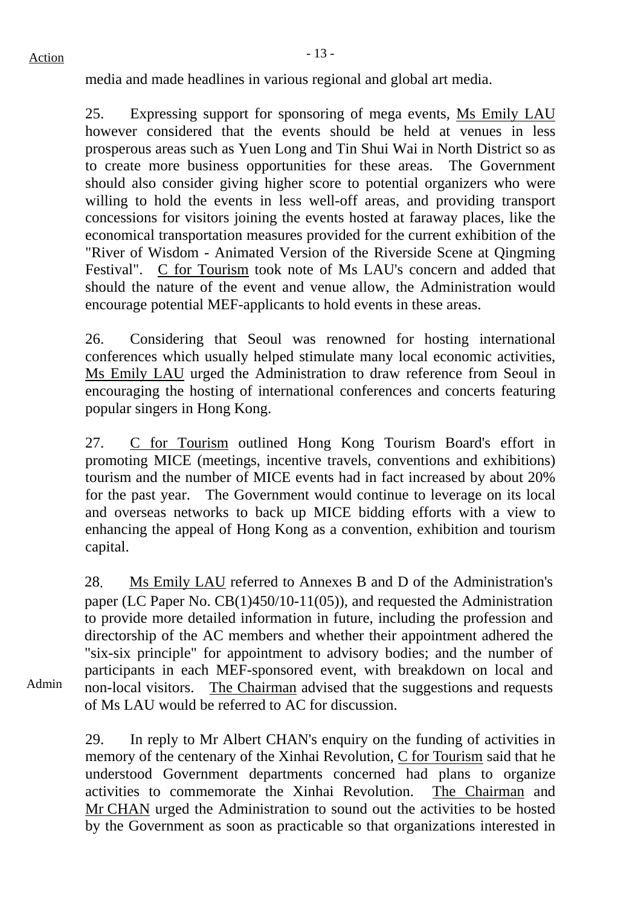media and made headlines in various regional and global art media.

25. Expressing support for sponsoring of mega events, Ms Emily LAU however considered that the events should be held at venues in less prosperous areas such as Yuen Long and Tin Shui Wai in North District so as to create more business opportunities for these areas. The Government should also consider giving higher score to potential organizers who were willing to hold the events in less well-off areas, and providing transport concessions for visitors joining the events hosted at faraway places, like the economical transportation measures provided for the current exhibition of the "River of Wisdom - Animated Version of the Riverside Scene at Qingming Festival". C for Tourism took note of Ms LAU's concern and added that should the nature of the event and venue allow, the Administration would encourage potential MEF-applicants to hold events in these areas.

26. Considering that Seoul was renowned for hosting international conferences which usually helped stimulate many local economic activities, Ms Emily LAU urged the Administration to draw reference from Seoul in encouraging the hosting of international conferences and concerts featuring popular singers in Hong Kong.

27. C for Tourism outlined Hong Kong Tourism Board's effort in promoting MICE (meetings, incentive travels, conventions and exhibitions) tourism and the number of MICE events had in fact increased by about 20% for the past year. The Government would continue to leverage on its local and overseas networks to back up MICE bidding efforts with a view to enhancing the appeal of Hong Kong as a convention, exhibition and tourism capital.

28. Ms Emily LAU referred to Annexes B and D of the Administration's paper (LC Paper No. CB(1)450/10-11(05)), and requested the Administration to provide more detailed information in future, including the profession and directorship of the AC members and whether their appointment adhered the "six-six principle" for appointment to advisory bodies; and the number of participants in each MEF-sponsored event, with breakdown on local and non-local visitors. The Chairman advised that the suggestions and requests of Ms LAU would be referred to AC for discussion.

Admin

29. In reply to Mr Albert CHAN's enquiry on the funding of activities in memory of the centenary of the Xinhai Revolution, C for Tourism said that he understood Government departments concerned had plans to organize activities to commemorate the Xinhai Revolution. The Chairman and Mr CHAN urged the Administration to sound out the activities to be hosted by the Government as soon as practicable so that organizations interested in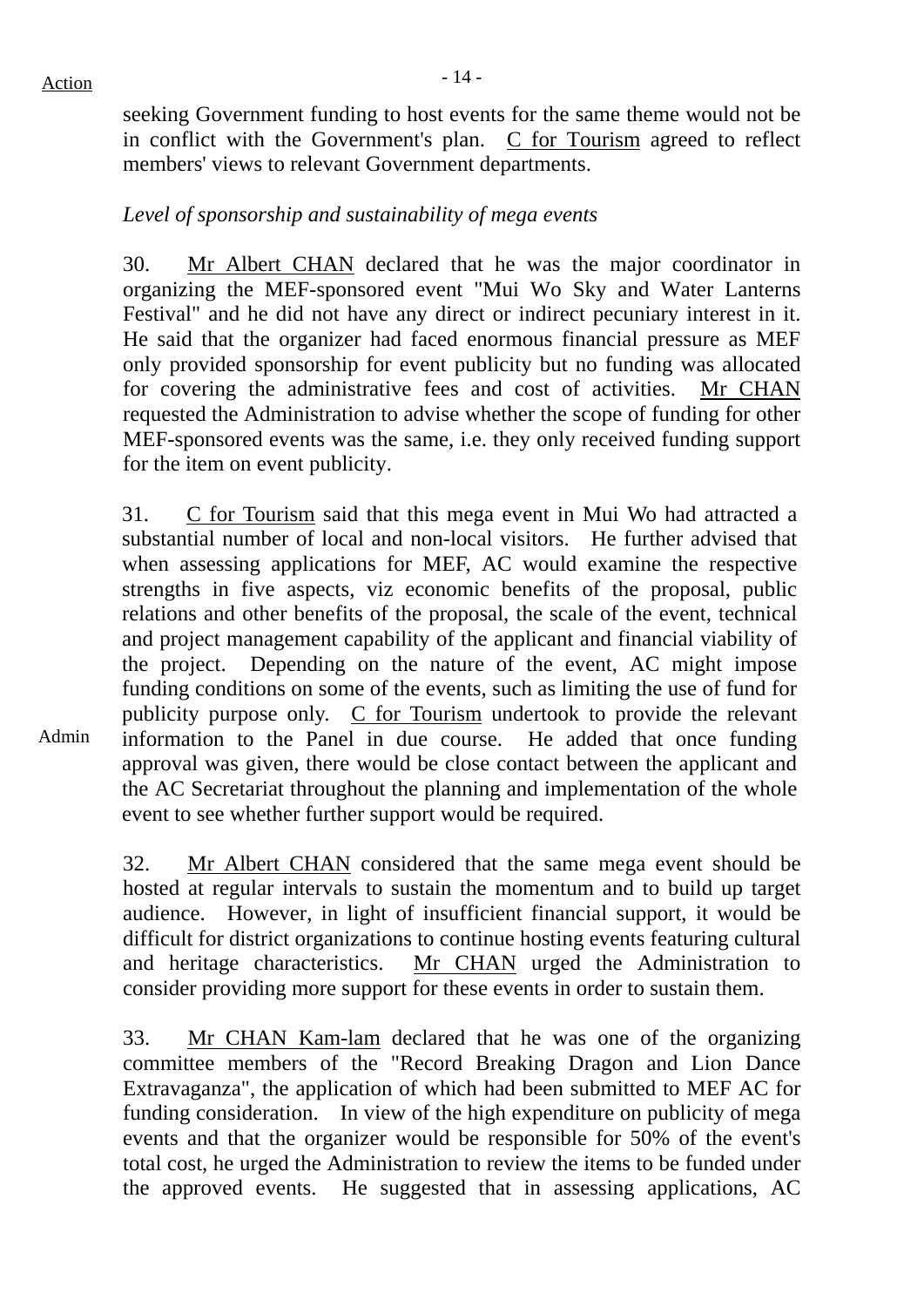seeking Government funding to host events for the same theme would not be in conflict with the Government's plan. C for Tourism agreed to reflect members' views to relevant Government departments.

*Level of sponsorship and sustainability of mega events*

30. Mr Albert CHAN declared that he was the major coordinator in organizing the MEF-sponsored event "Mui Wo Sky and Water Lanterns Festival" and he did not have any direct or indirect pecuniary interest in it. He said that the organizer had faced enormous financial pressure as MEF only provided sponsorship for event publicity but no funding was allocated for covering the administrative fees and cost of activities. Mr CHAN requested the Administration to advise whether the scope of funding for other MEF-sponsored events was the same, i.e. they only received funding support for the item on event publicity.

31. C for Tourism said that this mega event in Mui Wo had attracted a substantial number of local and non-local visitors. He further advised that when assessing applications for MEF, AC would examine the respective strengths in five aspects, viz economic benefits of the proposal, public relations and other benefits of the proposal, the scale of the event, technical and project management capability of the applicant and financial viability of the project. Depending on the nature of the event, AC might impose funding conditions on some of the events, such as limiting the use of fund for publicity purpose only. C for Tourism undertook to provide the relevant information to the Panel in due course. He added that once funding approval was given, there would be close contact between the applicant and the AC Secretariat throughout the planning and implementation of the whole event to see whether further support would be required.

Admin

32. Mr Albert CHAN considered that the same mega event should be hosted at regular intervals to sustain the momentum and to build up target audience. However, in light of insufficient financial support, it would be difficult for district organizations to continue hosting events featuring cultural and heritage characteristics. Mr CHAN urged the Administration to consider providing more support for these events in order to sustain them.

33. Mr CHAN Kam-lam declared that he was one of the organizing committee members of the "Record Breaking Dragon and Lion Dance Extravaganza", the application of which had been submitted to MEF AC for funding consideration. In view of the high expenditure on publicity of mega events and that the organizer would be responsible for 50% of the event's total cost, he urged the Administration to review the items to be funded under the approved events. He suggested that in assessing applications, AC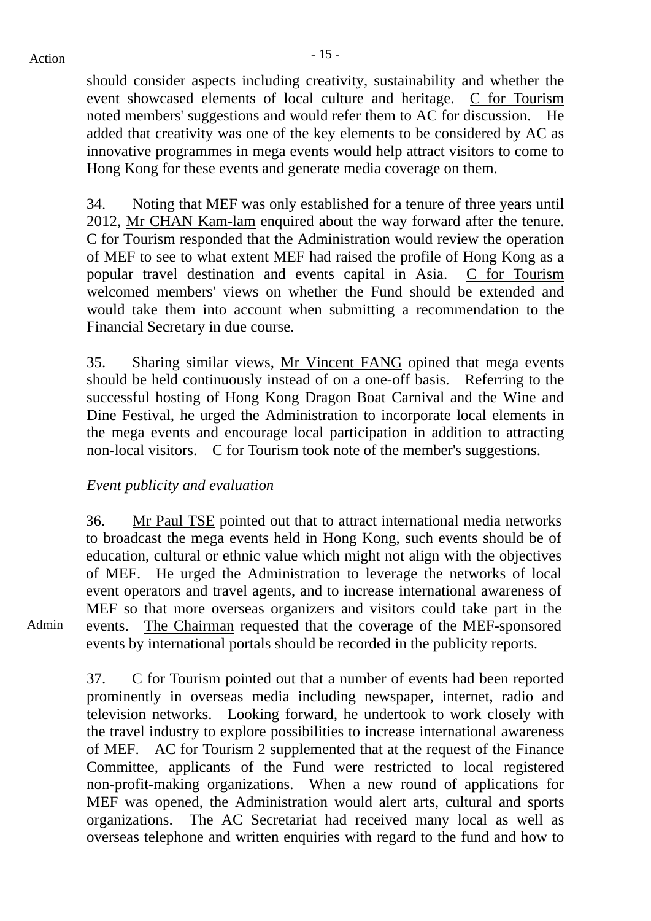should consider aspects including creativity, sustainability and whether the event showcased elements of local culture and heritage. C for Tourism noted members' suggestions and would refer them to AC for discussion. He added that creativity was one of the key elements to be considered by AC as innovative programmes in mega events would help attract visitors to come to Hong Kong for these events and generate media coverage on them.

34. Noting that MEF was only established for a tenure of three years until 2012, Mr CHAN Kam-lam enquired about the way forward after the tenure. C for Tourism responded that the Administration would review the operation of MEF to see to what extent MEF had raised the profile of Hong Kong as a popular travel destination and events capital in Asia. C for Tourism welcomed members' views on whether the Fund should be extended and would take them into account when submitting a recommendation to the Financial Secretary in due course.

35. Sharing similar views, Mr Vincent FANG opined that mega events should be held continuously instead of on a one-off basis. Referring to the successful hosting of Hong Kong Dragon Boat Carnival and the Wine and Dine Festival, he urged the Administration to incorporate local elements in the mega events and encourage local participation in addition to attracting non-local visitors. C for Tourism took note of the member's suggestions.

*Event publicity and evaluation*

36. Mr Paul TSE pointed out that to attract international media networks to broadcast the mega events held in Hong Kong, such events should be of education, cultural or ethnic value which might not align with the objectives of MEF. He urged the Administration to leverage the networks of local event operators and travel agents, and to increase international awareness of MEF so that more overseas organizers and visitors could take part in the events. The Chairman requested that the coverage of the MEF-sponsored events by international portals should be recorded in the publicity reports. **Admin**

37. C for Tourism pointed out that a number of events had been reported prominently in overseas media including newspaper, internet, radio and television networks. Looking forward, he undertook to work closely with the travel industry to explore possibilities to increase international awareness of MEF. AC for Tourism 2 supplemented that at the request of the Finance Committee, applicants of the Fund were restricted to local registered non-profit-making organizations. When a new round of applications for MEF was opened, the Administration would alert arts, cultural and sports organizations. The AC Secretariat had received many local as well as overseas telephone and written enquiries with regard to the fund and how to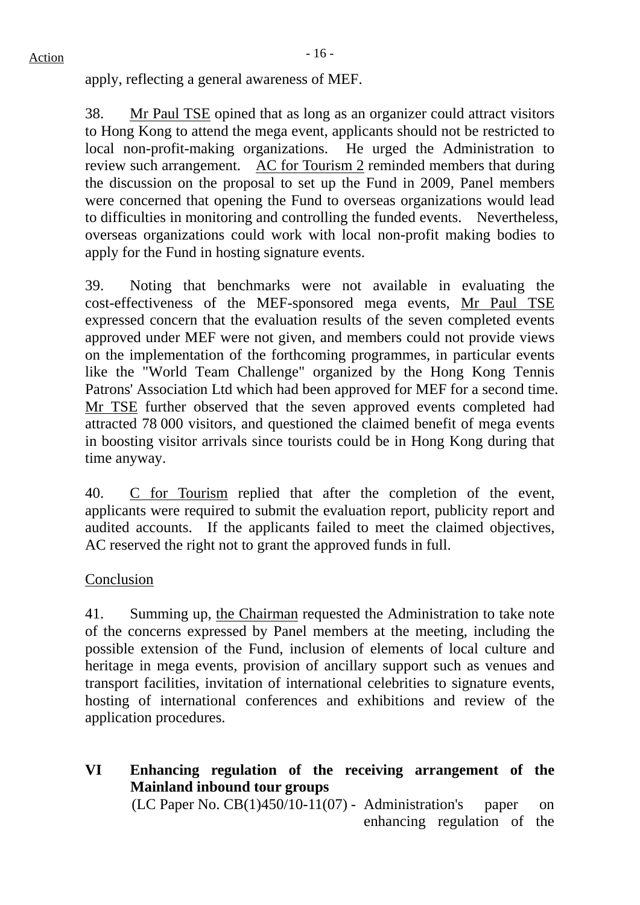apply, reflecting a general awareness of MEF.

38. Mr Paul TSE opined that as long as an organizer could attract visitors to Hong Kong to attend the mega event, applicants should not be restricted to local non-profit-making organizations. He urged the Administration to review such arrangement. AC for Tourism 2 reminded members that during the discussion on the proposal to set up the Fund in 2009, Panel members were concerned that opening the Fund to overseas organizations would lead to difficulties in monitoring and controlling the funded events. Nevertheless, overseas organizations could work with local non-profit making bodies to apply for the Fund in hosting signature events.

39. Noting that benchmarks were not available in evaluating the cost-effectiveness of the MEF-sponsored mega events, Mr Paul TSE expressed concern that the evaluation results of the seven completed events approved under MEF were not given, and members could not provide views on the implementation of the forthcoming programmes, in particular events like the "World Team Challenge" organized by the Hong Kong Tennis Patrons' Association Ltd which had been approved for MEF for a second time. Mr TSE further observed that the seven approved events completed had attracted 78 000 visitors, and questioned the claimed benefit of mega events in boosting visitor arrivals since tourists could be in Hong Kong during that time anyway.

40. C for Tourism replied that after the completion of the event, applicants were required to submit the evaluation report, publicity report and audited accounts. If the applicants failed to meet the claimed objectives, AC reserved the right not to grant the approved funds in full.

Conclusion

41. Summing up, the Chairman requested the Administration to take note of the concerns expressed by Panel members at the meeting, including the possible extension of the Fund, inclusion of elements of local culture and heritage in mega events, provision of ancillary support such as venues and transport facilities, invitation of international celebrities to signature events, hosting of international conferences and exhibitions and review of the application procedures.

## VI Enhancing regulation of the receiving arrangement of the Mainland inbound tour groups

(LC Paper No. CB(1)450/10-11(07) - Administration's paper on enhancing regulation of the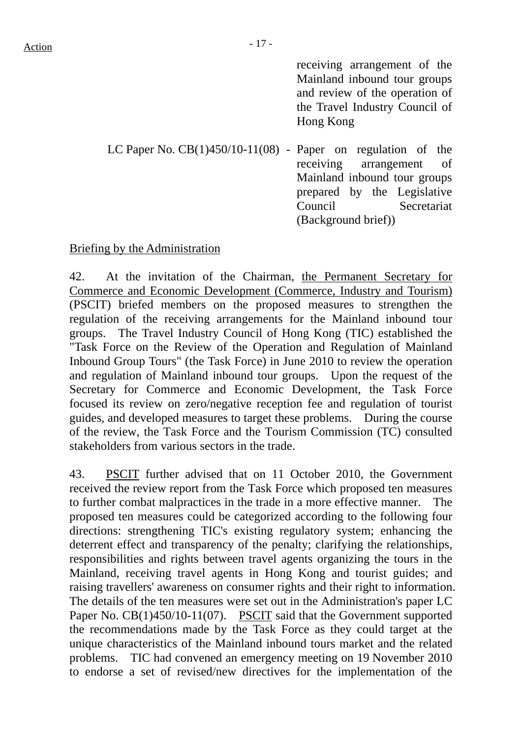receiving arrangement of the Mainland inbound tour groups and review of the operation of the Travel Industry Council of Hong Kong

LC Paper No. CB(1)450/10-11(08) - Paper on regulation of the receiving arrangement of Mainland inbound tour groups prepared by the Legislative Council Secretariat (Background brief))

Briefing by the Administration

42. At the invitation of the Chairman, the Permanent Secretary for Commerce and Economic Development (Commerce, Industry and Tourism) (PSCIT) briefed members on the proposed measures to strengthen the regulation of the receiving arrangements for the Mainland inbound tour groups. The Travel Industry Council of Hong Kong (TIC) established the "Task Force on the Review of the Operation and Regulation of Mainland Inbound Group Tours" (the Task Force) in June 2010 to review the operation and regulation of Mainland inbound tour groups. Upon the request of the Secretary for Commerce and Economic Development, the Task Force focused its review on zero/negative reception fee and regulation of tourist guides, and developed measures to target these problems. During the course of the review, the Task Force and the Tourism Commission (TC) consulted stakeholders from various sectors in the trade.

43. PSCIT further advised that on 11 October 2010, the Government received the review report from the Task Force which proposed ten measures to further combat malpractices in the trade in a more effective manner. The proposed ten measures could be categorized according to the following four directions: strengthening TIC's existing regulatory system; enhancing the deterrent effect and transparency of the penalty; clarifying the relationships, responsibilities and rights between travel agents organizing the tours in the Mainland, receiving travel agents in Hong Kong and tourist guides; and raising travellers' awareness on consumer rights and their right to information. The details of the ten measures were set out in the Administration's paper LC Paper No. CB(1)450/10-11(07). PSCIT said that the Government supported the recommendations made by the Task Force as they could target at the unique characteristics of the Mainland inbound tours market and the related problems. TIC had convened an emergency meeting on 19 November 2010 to endorse a set of revised/new directives for the implementation of the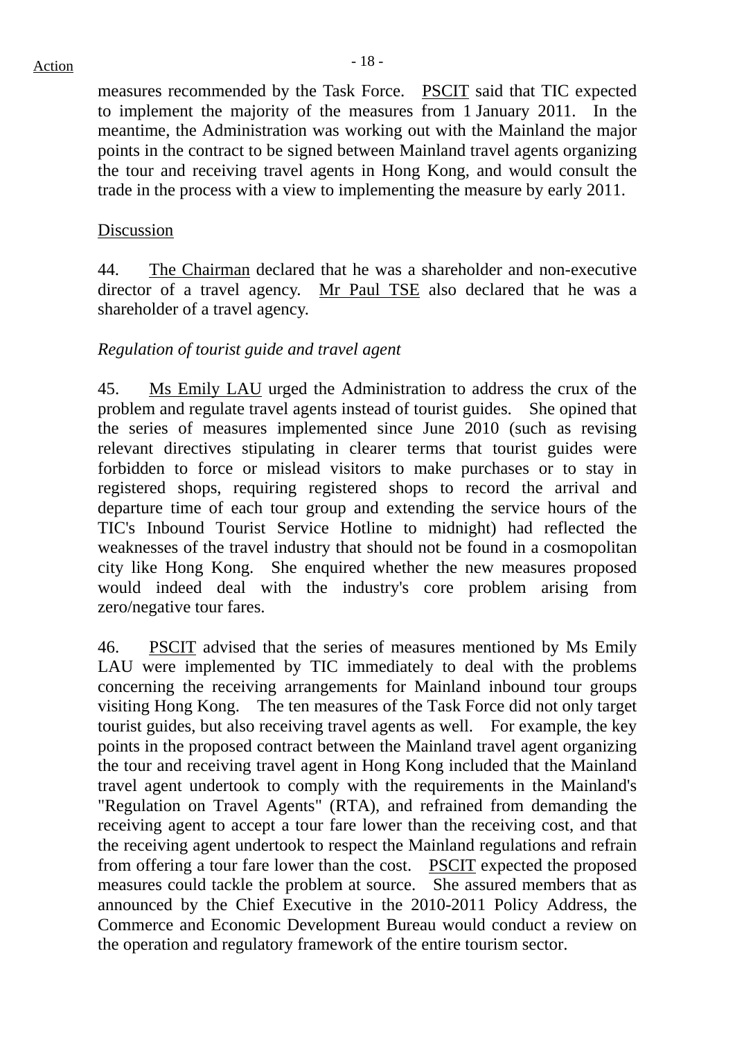measures recommended by the Task Force. PSCIT said that TIC expected to implement the majority of the measures from 1 January 2011. In the meantime, the Administration was working out with the Mainland the major points in the contract to be signed between Mainland travel agents organizing the tour and receiving travel agents in Hong Kong, and would consult the trade in the process with a view to implementing the measure by early 2011.

Discussion

44. The Chairman declared that he was a shareholder and non-executive director of a travel agency. Mr Paul TSE also declared that he was a shareholder of a travel agency.

*Regulation of tourist guide and travel agent*

45. Ms Emily LAU urged the Administration to address the crux of the problem and regulate travel agents instead of tourist guides. She opined that the series of measures implemented since June 2010 (such as revising relevant directives stipulating in clearer terms that tourist guides were forbidden to force or mislead visitors to make purchases or to stay in registered shops, requiring registered shops to record the arrival and departure time of each tour group and extending the service hours of the TIC's Inbound Tourist Service Hotline to midnight) had reflected the weaknesses of the travel industry that should not be found in a cosmopolitan city like Hong Kong. She enquired whether the new measures proposed would indeed deal with the industry's core problem arising from zero/negative tour fares.

46. PSCIT advised that the series of measures mentioned by Ms Emily LAU were implemented by TIC immediately to deal with the problems concerning the receiving arrangements for Mainland inbound tour groups visiting Hong Kong. The ten measures of the Task Force did not only target tourist guides, but also receiving travel agents as well. For example, the key points in the proposed contract between the Mainland travel agent organizing the tour and receiving travel agent in Hong Kong included that the Mainland travel agent undertook to comply with the requirements in the Mainland's "Regulation on Travel Agents" (RTA), and refrained from demanding the receiving agent to accept a tour fare lower than the receiving cost, and that the receiving agent undertook to respect the Mainland regulations and refrain from offering a tour fare lower than the cost. PSCIT expected the proposed measures could tackle the problem at source. She assured members that as announced by the Chief Executive in the 2010-2011 Policy Address, the Commerce and Economic Development Bureau would conduct a review on the operation and regulatory framework of the entire tourism sector.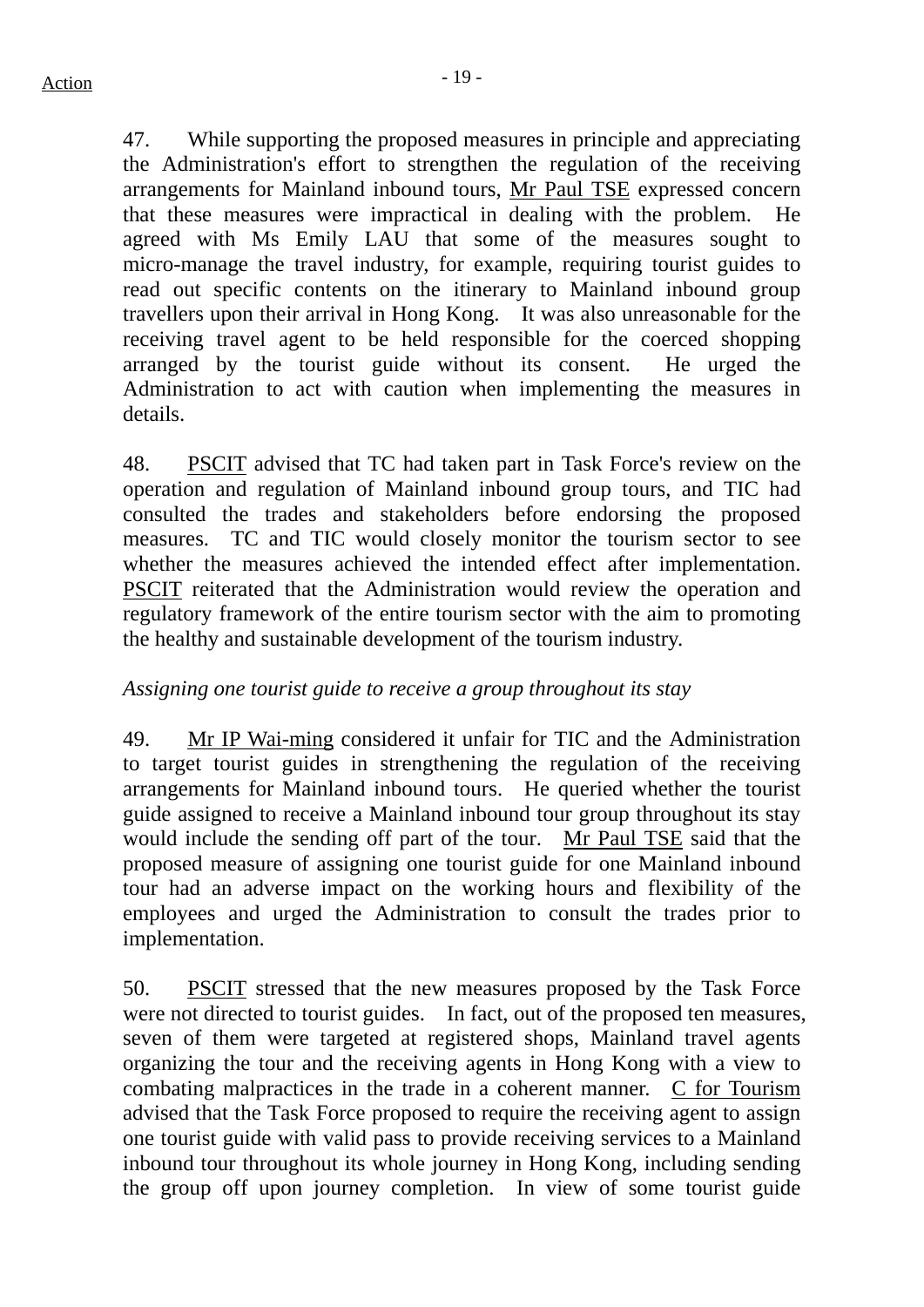47. While supporting the proposed measures in principle and appreciating the Administration's effort to strengthen the regulation of the receiving arrangements for Mainland inbound tours, Mr Paul TSE expressed concern that these measures were impractical in dealing with the problem. He agreed with Ms Emily LAU that some of the measures sought to micro-manage the travel industry, for example, requiring tourist guides to read out specific contents on the itinerary to Mainland inbound group travellers upon their arrival in Hong Kong. It was also unreasonable for the receiving travel agent to be held responsible for the coerced shopping arranged by the tourist guide without its consent. He urged the Administration to act with caution when implementing the measures in details.

48. PSCIT advised that TC had taken part in Task Force's review on the operation and regulation of Mainland inbound group tours, and TIC had consulted the trades and stakeholders before endorsing the proposed measures. TC and TIC would closely monitor the tourism sector to see whether the measures achieved the intended effect after implementation. PSCIT reiterated that the Administration would review the operation and regulatory framework of the entire tourism sector with the aim to promoting the healthy and sustainable development of the tourism industry.

*Assigning one tourist guide to receive a group throughout its stay*

49. Mr IP Wai-ming considered it unfair for TIC and the Administration to target tourist guides in strengthening the regulation of the receiving arrangements for Mainland inbound tours. He queried whether the tourist guide assigned to receive a Mainland inbound tour group throughout its stay would include the sending off part of the tour. Mr Paul TSE said that the proposed measure of assigning one tourist guide for one Mainland inbound tour had an adverse impact on the working hours and flexibility of the employees and urged the Administration to consult the trades prior to implementation.

50. PSCIT stressed that the new measures proposed by the Task Force were not directed to tourist guides. In fact, out of the proposed ten measures, seven of them were targeted at registered shops, Mainland travel agents organizing the tour and the receiving agents in Hong Kong with a view to combating malpractices in the trade in a coherent manner. C for Tourism advised that the Task Force proposed to require the receiving agent to assign one tourist guide with valid pass to provide receiving services to a Mainland inbound tour throughout its whole journey in Hong Kong, including sending the group off upon journey completion. In view of some tourist guide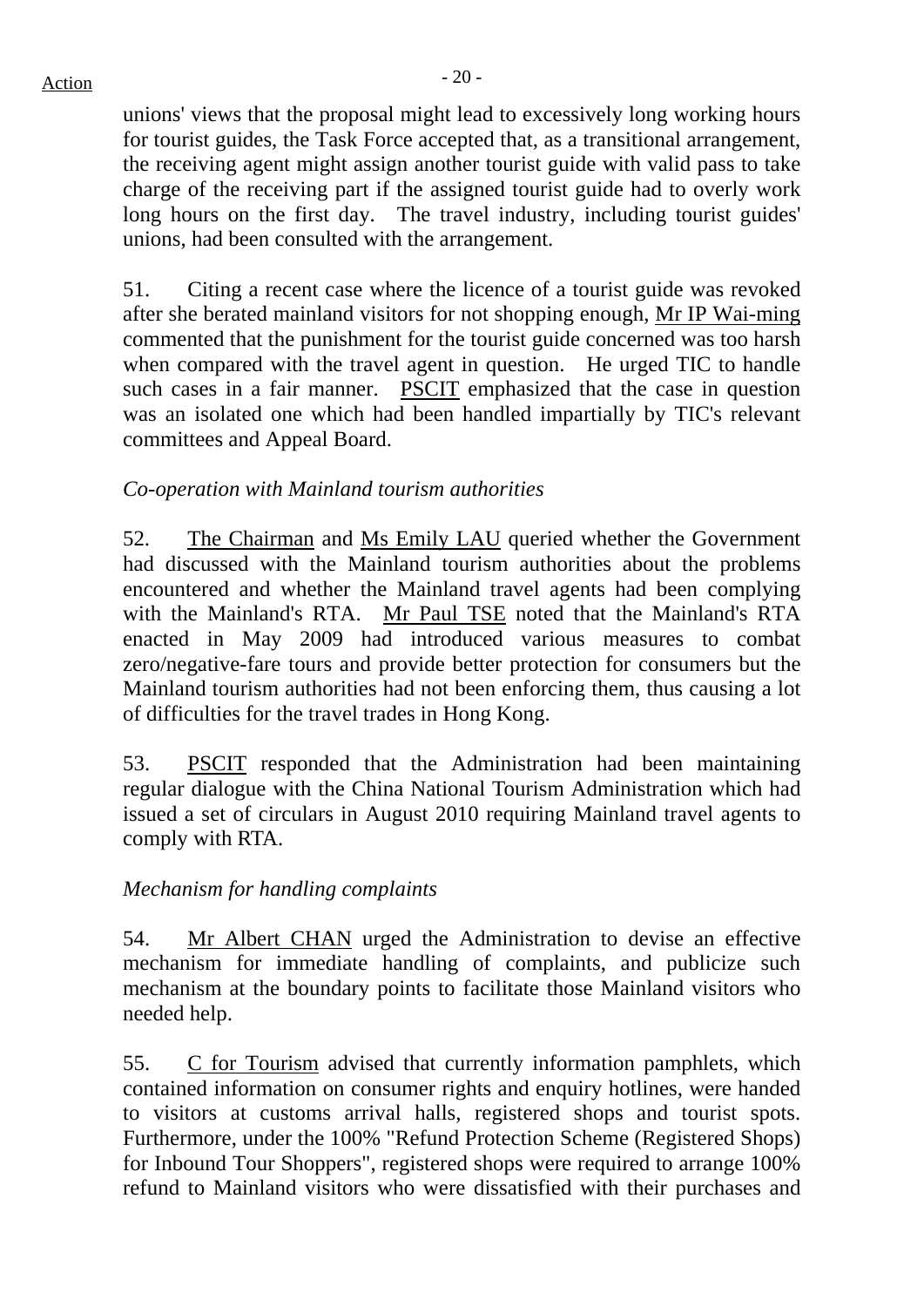unions' views that the proposal might lead to excessively long working hours for tourist guides, the Task Force accepted that, as a transitional arrangement, the receiving agent might assign another tourist guide with valid pass to take charge of the receiving part if the assigned tourist guide had to overly work long hours on the first day. The travel industry, including tourist guides' unions, had been consulted with the arrangement.

51. Citing a recent case where the licence of a tourist guide was revoked after she berated mainland visitors for not shopping enough, Mr IP Wai-ming commented that the punishment for the tourist guide concerned was too harsh when compared with the travel agent in question. He urged TIC to handle such cases in a fair manner. PSCIT emphasized that the case in question was an isolated one which had been handled impartially by TIC's relevant committees and Appeal Board.

*Co-operation with Mainland tourism authorities*

52. The Chairman and Ms Emily LAU queried whether the Government had discussed with the Mainland tourism authorities about the problems encountered and whether the Mainland travel agents had been complying with the Mainland's RTA. Mr Paul TSE noted that the Mainland's RTA enacted in May 2009 had introduced various measures to combat zero/negative-fare tours and provide better protection for consumers but the Mainland tourism authorities had not been enforcing them, thus causing a lot of difficulties for the travel trades in Hong Kong.

53. PSCIT responded that the Administration had been maintaining regular dialogue with the China National Tourism Administration which had issued a set of circulars in August 2010 requiring Mainland travel agents to comply with RTA.

*Mechanism for handling complaints*

54. Mr Albert CHAN urged the Administration to devise an effective mechanism for immediate handling of complaints, and publicize such mechanism at the boundary points to facilitate those Mainland visitors who needed help.

55. C for Tourism advised that currently information pamphlets, which contained information on consumer rights and enquiry hotlines, were handed to visitors at customs arrival halls, registered shops and tourist spots. Furthermore, under the 100% "Refund Protection Scheme (Registered Shops) for Inbound Tour Shoppers", registered shops were required to arrange 100% refund to Mainland visitors who were dissatisfied with their purchases and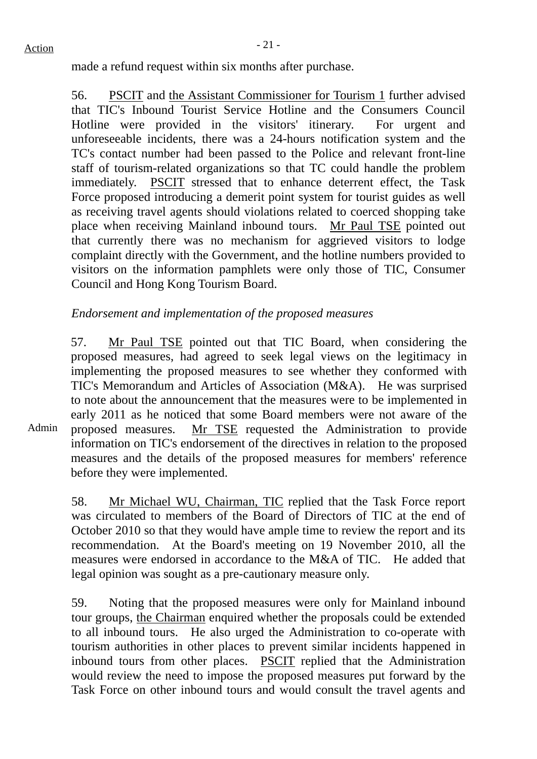made a refund request within six months after purchase.

56. PSCIT and the Assistant Commissioner for Tourism 1 further advised that TIC's Inbound Tourist Service Hotline and the Consumers Council Hotline were provided in the visitors' itinerary. For urgent and unforeseeable incidents, there was a 24-hours notification system and the TC's contact number had been passed to the Police and relevant front-line staff of tourism-related organizations so that TC could handle the problem immediately. PSCIT stressed that to enhance deterrent effect, the Task Force proposed introducing a demerit point system for tourist guides as well as receiving travel agents should violations related to coerced shopping take place when receiving Mainland inbound tours. Mr Paul TSE pointed out that currently there was no mechanism for aggrieved visitors to lodge complaint directly with the Government, and the hotline numbers provided to visitors on the information pamphlets were only those of TIC, Consumer Council and Hong Kong Tourism Board.

*Endorsement and implementation of the proposed measures*

57. Mr Paul TSE pointed out that TIC Board, when considering the proposed measures, had agreed to seek legal views on the legitimacy in implementing the proposed measures to see whether they conformed with TIC's Memorandum and Articles of Association (M&A). He was surprised to note about the announcement that the measures were to be implemented in early 2011 as he noticed that some Board members were not aware of the proposed measures. Mr TSE requested the Administration to provide information on TIC's endorsement of the directives in relation to the proposed measures and the details of the proposed measures for members' reference before they were implemented.

Action: Admin

58. Mr Michael WU, Chairman, TIC replied that the Task Force report was circulated to members of the Board of Directors of TIC at the end of October 2010 so that they would have ample time to review the report and its recommendation. At the Board's meeting on 19 November 2010, all the measures were endorsed in accordance to the M&A of TIC. He added that legal opinion was sought as a pre-cautionary measure only.

59. Noting that the proposed measures were only for Mainland inbound tour groups, the Chairman enquired whether the proposals could be extended to all inbound tours. He also urged the Administration to co-operate with tourism authorities in other places to prevent similar incidents happened in inbound tours from other places. PSCIT replied that the Administration would review the need to impose the proposed measures put forward by the Task Force on other inbound tours and would consult the travel agents and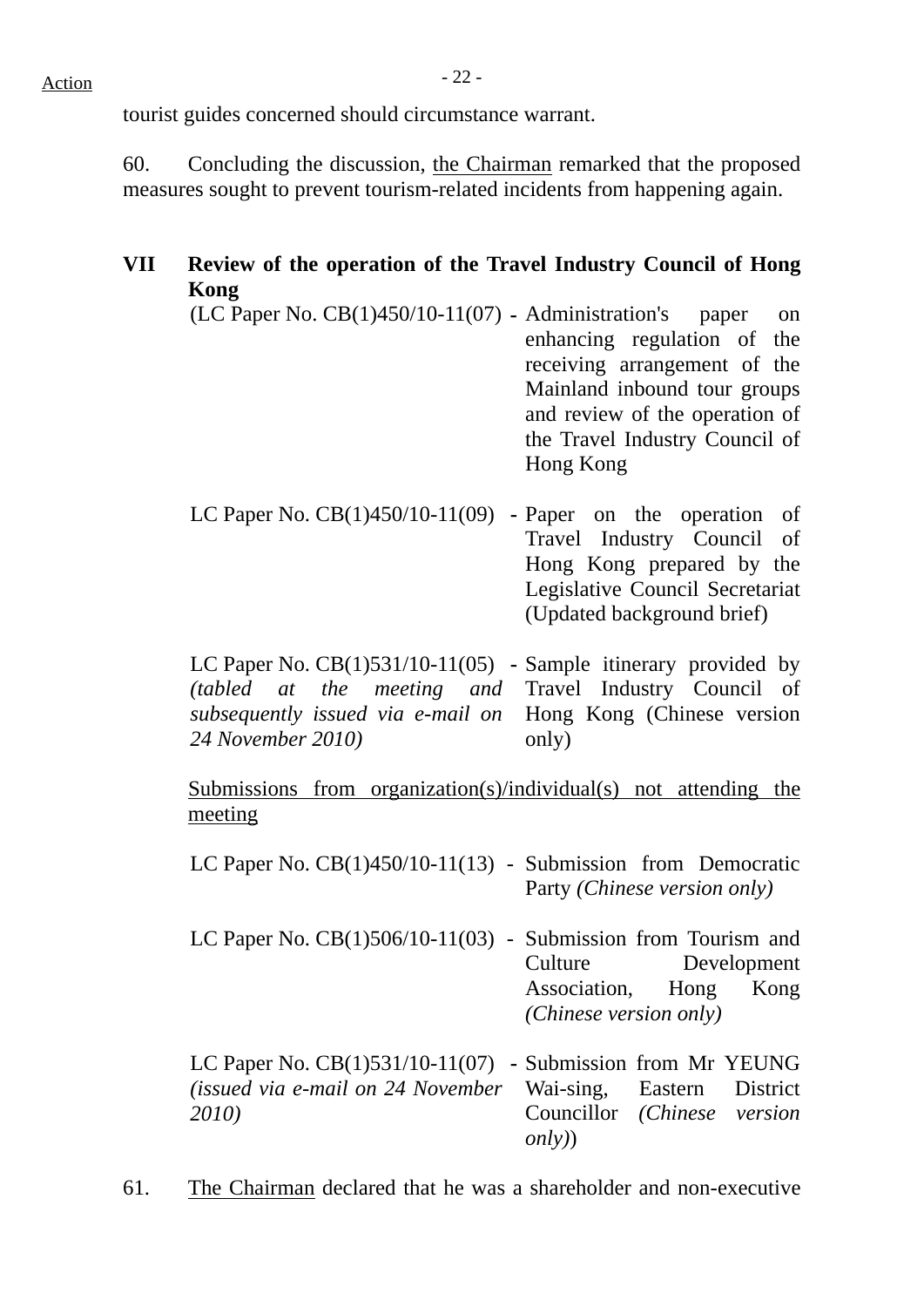Action

tourist guides concerned should circumstance warrant.

60. Concluding the discussion, the Chairman remarked that the proposed measures sought to prevent tourism-related incidents from happening again.

**VII Review of the operation of the Travel Industry Council of Hong Kong**

(LC Paper No. CB(1)450/10-11(07) - Administration's paper on enhancing regulation of the receiving arrangement of the Mainland inbound tour groups and review of the operation of the Travel Industry Council of Hong Kong

LC Paper No. CB(1)450/10-11(09) - Paper on the operation of Travel Industry Council of Hong Kong prepared by the Legislative Council Secretariat (Updated background brief)

LC Paper No. CB(1)531/10-11(05) *(tabled at the meeting and subsequently issued via e-mail on 24 November 2010)* - Sample itinerary provided by Travel Industry Council of Hong Kong (Chinese version only)

Submissions from organization(s)/individual(s) not attending the meeting

LC Paper No. CB(1)450/10-11(13) - Submission from Democratic Party *(Chinese version only)*

LC Paper No. CB(1)506/10-11(03) - Submission from Tourism and Culture Development Association, Hong Kong *(Chinese version only)*

LC Paper No. CB(1)531/10-11(07) *(issued via e-mail on 24 November 2010)* - Submission from Mr YEUNG Wai-sing, Eastern District Councillor *(Chinese version only)*)

61. The Chairman declared that he was a shareholder and non-executive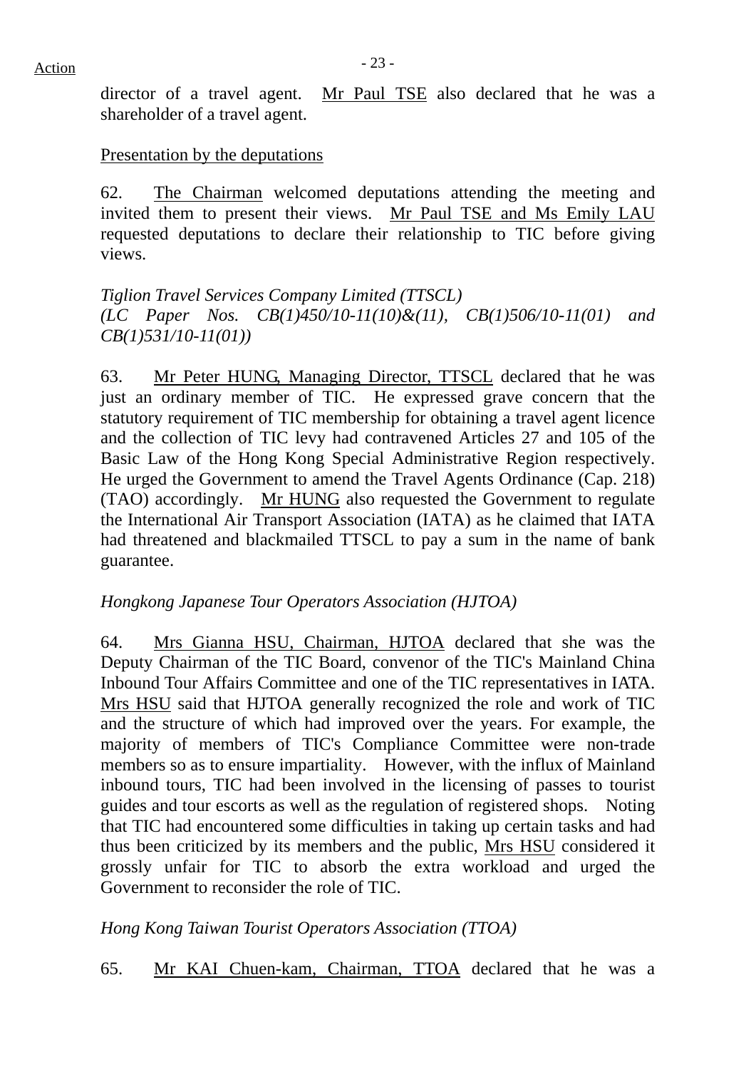director of a travel agent. Mr Paul TSE also declared that he was a shareholder of a travel agent.

Presentation by the deputations

62. The Chairman welcomed deputations attending the meeting and invited them to present their views. Mr Paul TSE and Ms Emily LAU requested deputations to declare their relationship to TIC before giving views.

*Tiglion Travel Services Company Limited (TTSCL)*
*(LC Paper Nos. CB(1)450/10-11(10)&(11), CB(1)506/10-11(01) and CB(1)531/10-11(01))*

63. Mr Peter HUNG, Managing Director, TTSCL declared that he was just an ordinary member of TIC. He expressed grave concern that the statutory requirement of TIC membership for obtaining a travel agent licence and the collection of TIC levy had contravened Articles 27 and 105 of the Basic Law of the Hong Kong Special Administrative Region respectively. He urged the Government to amend the Travel Agents Ordinance (Cap. 218) (TAO) accordingly. Mr HUNG also requested the Government to regulate the International Air Transport Association (IATA) as he claimed that IATA had threatened and blackmailed TTSCL to pay a sum in the name of bank guarantee.

*Hongkong Japanese Tour Operators Association (HJTOA)*

64. Mrs Gianna HSU, Chairman, HJTOA declared that she was the Deputy Chairman of the TIC Board, convenor of the TIC's Mainland China Inbound Tour Affairs Committee and one of the TIC representatives in IATA. Mrs HSU said that HJTOA generally recognized the role and work of TIC and the structure of which had improved over the years. For example, the majority of members of TIC's Compliance Committee were non-trade members so as to ensure impartiality. However, with the influx of Mainland inbound tours, TIC had been involved in the licensing of passes to tourist guides and tour escorts as well as the regulation of registered shops. Noting that TIC had encountered some difficulties in taking up certain tasks and had thus been criticized by its members and the public, Mrs HSU considered it grossly unfair for TIC to absorb the extra workload and urged the Government to reconsider the role of TIC.

*Hong Kong Taiwan Tourist Operators Association (TTOA)*

65. Mr KAI Chuen-kam, Chairman, TTOA declared that he was a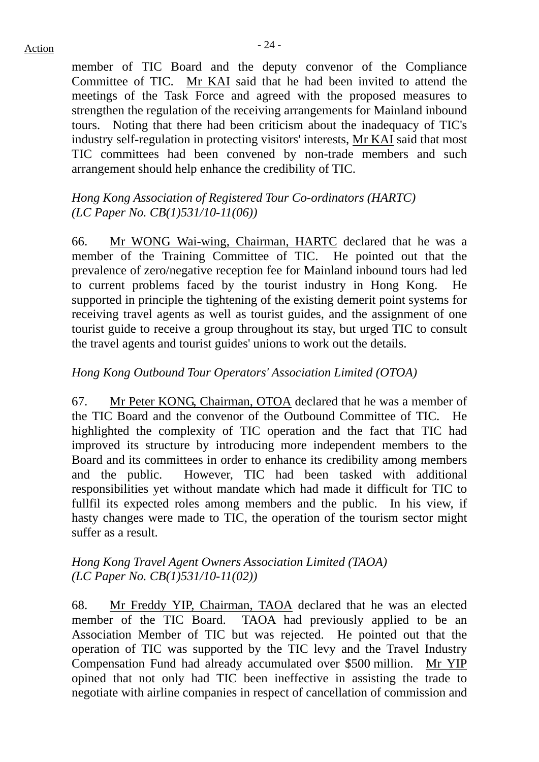member of TIC Board and the deputy convenor of the Compliance Committee of TIC. Mr KAI said that he had been invited to attend the meetings of the Task Force and agreed with the proposed measures to strengthen the regulation of the receiving arrangements for Mainland inbound tours. Noting that there had been criticism about the inadequacy of TIC's industry self-regulation in protecting visitors' interests, Mr KAI said that most TIC committees had been convened by non-trade members and such arrangement should help enhance the credibility of TIC.

*Hong Kong Association of Registered Tour Co-ordinators (HARTC)*
*(LC Paper No. CB(1)531/10-11(06))*

66. Mr WONG Wai-wing, Chairman, HARTC declared that he was a member of the Training Committee of TIC. He pointed out that the prevalence of zero/negative reception fee for Mainland inbound tours had led to current problems faced by the tourist industry in Hong Kong. He supported in principle the tightening of the existing demerit point systems for receiving travel agents as well as tourist guides, and the assignment of one tourist guide to receive a group throughout its stay, but urged TIC to consult the travel agents and tourist guides' unions to work out the details.

*Hong Kong Outbound Tour Operators' Association Limited (OTOA)*

67. Mr Peter KONG, Chairman, OTOA declared that he was a member of the TIC Board and the convenor of the Outbound Committee of TIC. He highlighted the complexity of TIC operation and the fact that TIC had improved its structure by introducing more independent members to the Board and its committees in order to enhance its credibility among members and the public. However, TIC had been tasked with additional responsibilities yet without mandate which had made it difficult for TIC to fullfil its expected roles among members and the public. In his view, if hasty changes were made to TIC, the operation of the tourism sector might suffer as a result.

*Hong Kong Travel Agent Owners Association Limited (TAOA)*
*(LC Paper No. CB(1)531/10-11(02))*

68. Mr Freddy YIP, Chairman, TAOA declared that he was an elected member of the TIC Board. TAOA had previously applied to be an Association Member of TIC but was rejected. He pointed out that the operation of TIC was supported by the TIC levy and the Travel Industry Compensation Fund had already accumulated over $500 million. Mr YIP opined that not only had TIC been ineffective in assisting the trade to negotiate with airline companies in respect of cancellation of commission and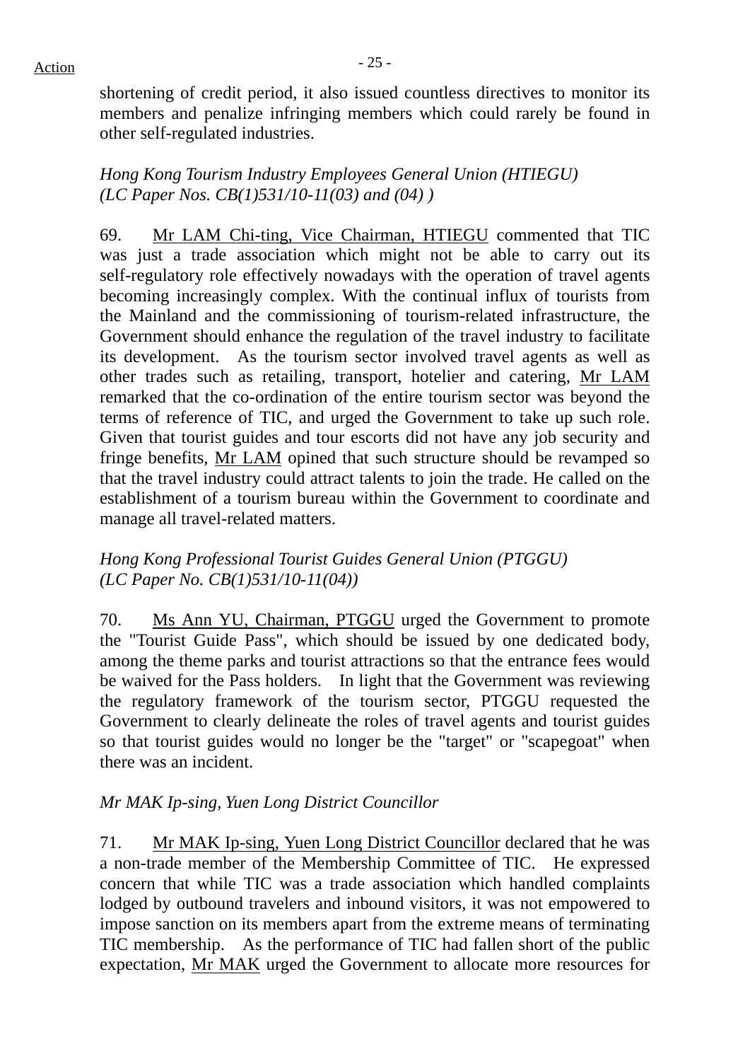shortening of credit period, it also issued countless directives to monitor its members and penalize infringing members which could rarely be found in other self-regulated industries.

*Hong Kong Tourism Industry Employees General Union (HTIEGU) (LC Paper Nos. CB(1)531/10-11(03) and (04) )*

69. Mr LAM Chi-ting, Vice Chairman, HTIEGU commented that TIC was just a trade association which might not be able to carry out its self-regulatory role effectively nowadays with the operation of travel agents becoming increasingly complex. With the continual influx of tourists from the Mainland and the commissioning of tourism-related infrastructure, the Government should enhance the regulation of the travel industry to facilitate its development. As the tourism sector involved travel agents as well as other trades such as retailing, transport, hotelier and catering, Mr LAM remarked that the co-ordination of the entire tourism sector was beyond the terms of reference of TIC, and urged the Government to take up such role. Given that tourist guides and tour escorts did not have any job security and fringe benefits, Mr LAM opined that such structure should be revamped so that the travel industry could attract talents to join the trade. He called on the establishment of a tourism bureau within the Government to coordinate and manage all travel-related matters.

*Hong Kong Professional Tourist Guides General Union (PTGGU) (LC Paper No. CB(1)531/10-11(04))*

70. Ms Ann YU, Chairman, PTGGU urged the Government to promote the "Tourist Guide Pass", which should be issued by one dedicated body, among the theme parks and tourist attractions so that the entrance fees would be waived for the Pass holders. In light that the Government was reviewing the regulatory framework of the tourism sector, PTGGU requested the Government to clearly delineate the roles of travel agents and tourist guides so that tourist guides would no longer be the "target" or "scapegoat" when there was an incident.

*Mr MAK Ip-sing, Yuen Long District Councillor*

71. Mr MAK Ip-sing, Yuen Long District Councillor declared that he was a non-trade member of the Membership Committee of TIC. He expressed concern that while TIC was a trade association which handled complaints lodged by outbound travelers and inbound visitors, it was not empowered to impose sanction on its members apart from the extreme means of terminating TIC membership. As the performance of TIC had fallen short of the public expectation, Mr MAK urged the Government to allocate more resources for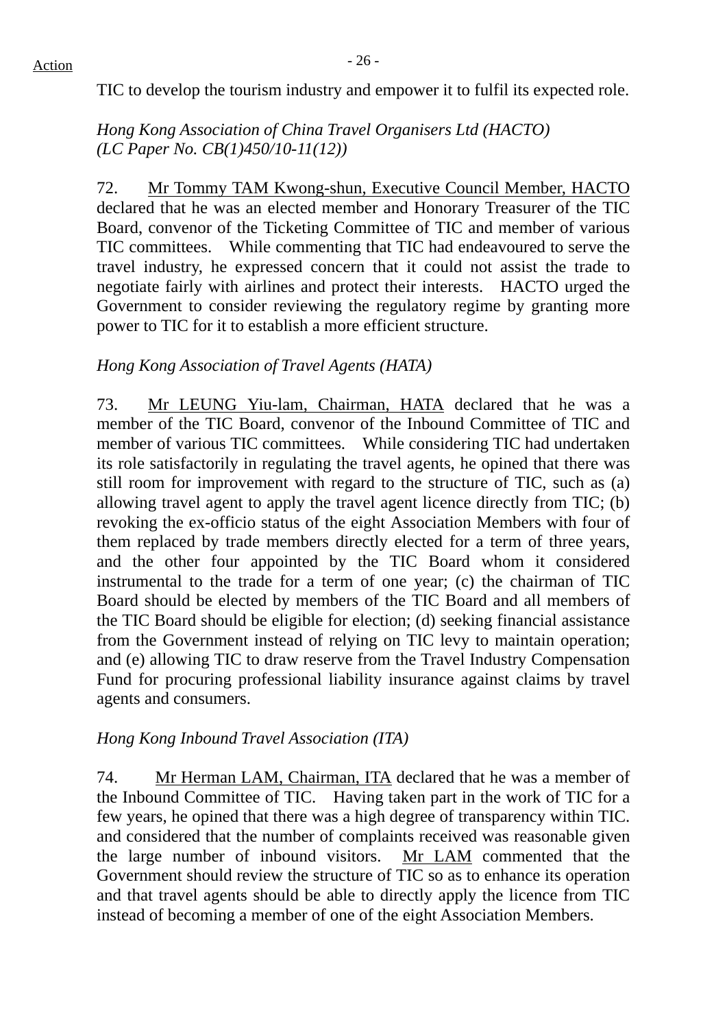TIC to develop the tourism industry and empower it to fulfil its expected role.

*Hong Kong Association of China Travel Organisers Ltd (HACTO)*
*(LC Paper No. CB(1)450/10-11(12))*

72. Mr Tommy TAM Kwong-shun, Executive Council Member, HACTO declared that he was an elected member and Honorary Treasurer of the TIC Board, convenor of the Ticketing Committee of TIC and member of various TIC committees. While commenting that TIC had endeavoured to serve the travel industry, he expressed concern that it could not assist the trade to negotiate fairly with airlines and protect their interests. HACTO urged the Government to consider reviewing the regulatory regime by granting more power to TIC for it to establish a more efficient structure.

*Hong Kong Association of Travel Agents (HATA)*

73. Mr LEUNG Yiu-lam, Chairman, HATA declared that he was a member of the TIC Board, convenor of the Inbound Committee of TIC and member of various TIC committees. While considering TIC had undertaken its role satisfactorily in regulating the travel agents, he opined that there was still room for improvement with regard to the structure of TIC, such as (a) allowing travel agent to apply the travel agent licence directly from TIC; (b) revoking the ex-officio status of the eight Association Members with four of them replaced by trade members directly elected for a term of three years, and the other four appointed by the TIC Board whom it considered instrumental to the trade for a term of one year; (c) the chairman of TIC Board should be elected by members of the TIC Board and all members of the TIC Board should be eligible for election; (d) seeking financial assistance from the Government instead of relying on TIC levy to maintain operation; and (e) allowing TIC to draw reserve from the Travel Industry Compensation Fund for procuring professional liability insurance against claims by travel agents and consumers.

*Hong Kong Inbound Travel Association (ITA)*

74. Mr Herman LAM, Chairman, ITA declared that he was a member of the Inbound Committee of TIC. Having taken part in the work of TIC for a few years, he opined that there was a high degree of transparency within TIC. and considered that the number of complaints received was reasonable given the large number of inbound visitors. Mr LAM commented that the Government should review the structure of TIC so as to enhance its operation and that travel agents should be able to directly apply the licence from TIC instead of becoming a member of one of the eight Association Members.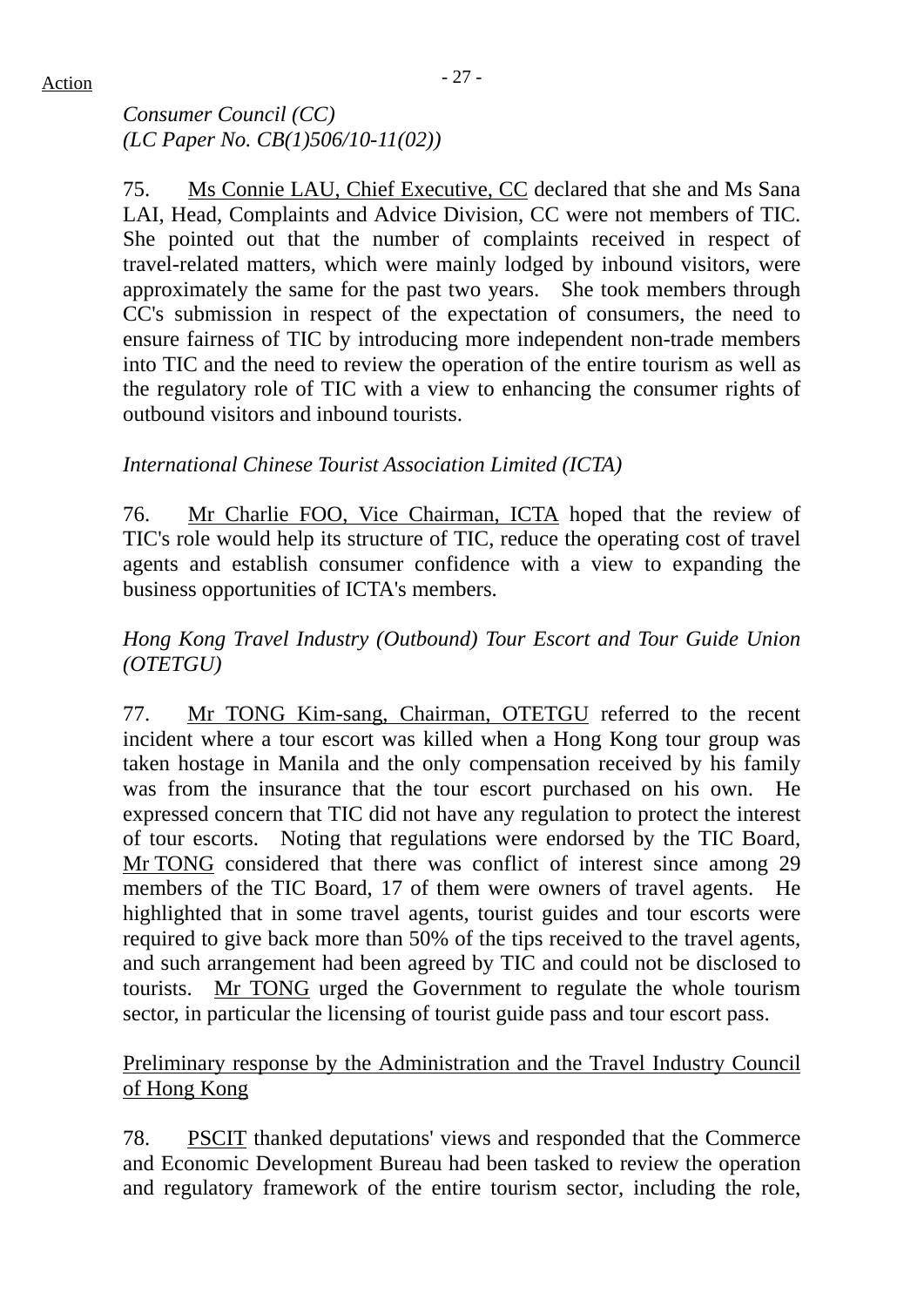*Consumer Council (CC)*
*(LC Paper No. CB(1)506/10-11(02))*

75. Ms Connie LAU, Chief Executive, CC declared that she and Ms Sana LAI, Head, Complaints and Advice Division, CC were not members of TIC. She pointed out that the number of complaints received in respect of travel-related matters, which were mainly lodged by inbound visitors, were approximately the same for the past two years. She took members through CC's submission in respect of the expectation of consumers, the need to ensure fairness of TIC by introducing more independent non-trade members into TIC and the need to review the operation of the entire tourism as well as the regulatory role of TIC with a view to enhancing the consumer rights of outbound visitors and inbound tourists.

*International Chinese Tourist Association Limited (ICTA)*

76. Mr Charlie FOO, Vice Chairman, ICTA hoped that the review of TIC's role would help its structure of TIC, reduce the operating cost of travel agents and establish consumer confidence with a view to expanding the business opportunities of ICTA's members.

*Hong Kong Travel Industry (Outbound) Tour Escort and Tour Guide Union (OTETGU)*

77. Mr TONG Kim-sang, Chairman, OTETGU referred to the recent incident where a tour escort was killed when a Hong Kong tour group was taken hostage in Manila and the only compensation received by his family was from the insurance that the tour escort purchased on his own. He expressed concern that TIC did not have any regulation to protect the interest of tour escorts. Noting that regulations were endorsed by the TIC Board, Mr TONG considered that there was conflict of interest since among 29 members of the TIC Board, 17 of them were owners of travel agents. He highlighted that in some travel agents, tourist guides and tour escorts were required to give back more than 50% of the tips received to the travel agents, and such arrangement had been agreed by TIC and could not be disclosed to tourists. Mr TONG urged the Government to regulate the whole tourism sector, in particular the licensing of tourist guide pass and tour escort pass.

Preliminary response by the Administration and the Travel Industry Council of Hong Kong

78. PSCIT thanked deputations' views and responded that the Commerce and Economic Development Bureau had been tasked to review the operation and regulatory framework of the entire tourism sector, including the role,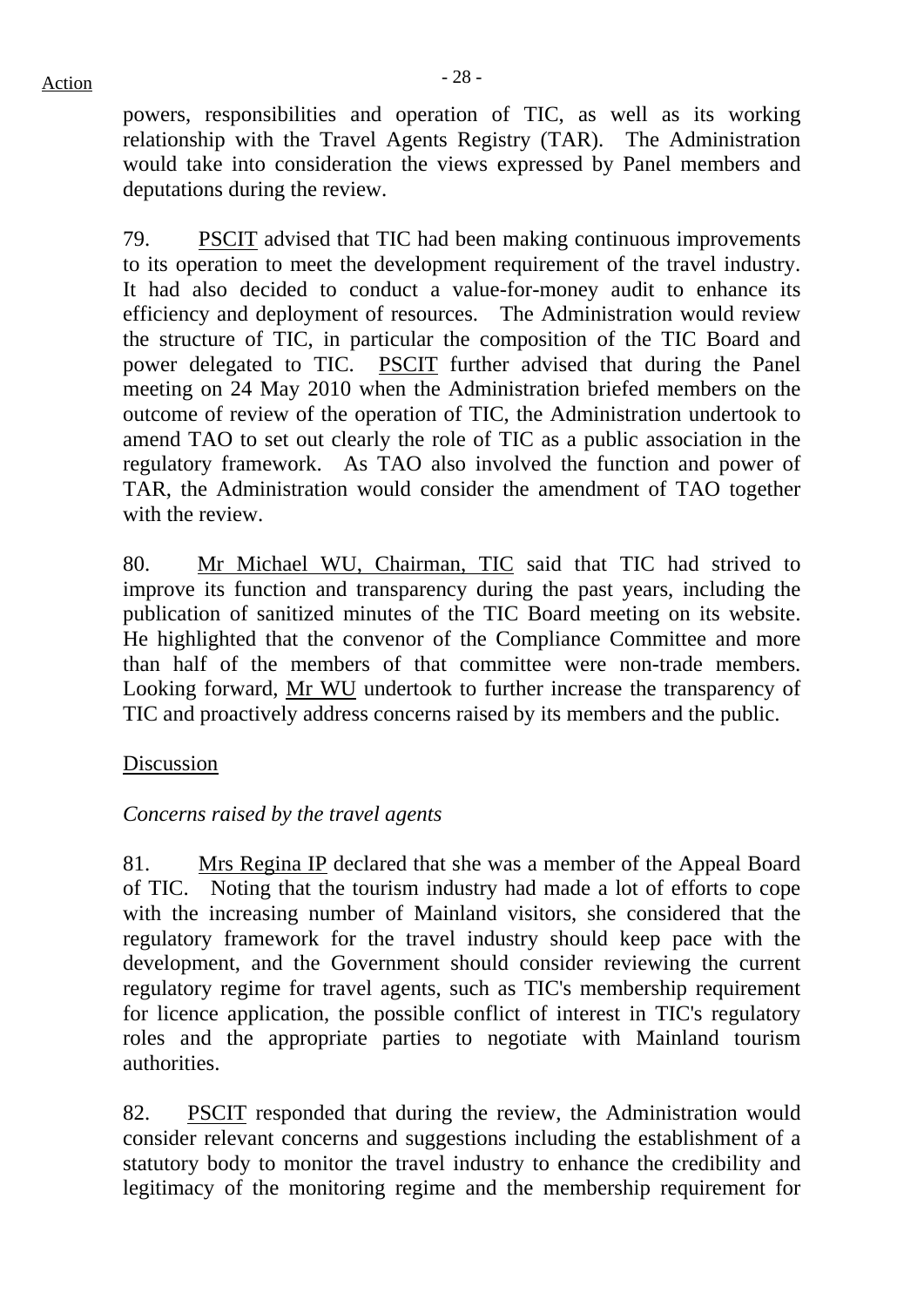powers, responsibilities and operation of TIC, as well as its working relationship with the Travel Agents Registry (TAR). The Administration would take into consideration the views expressed by Panel members and deputations during the review.

79. PSCIT advised that TIC had been making continuous improvements to its operation to meet the development requirement of the travel industry. It had also decided to conduct a value-for-money audit to enhance its efficiency and deployment of resources. The Administration would review the structure of TIC, in particular the composition of the TIC Board and power delegated to TIC. PSCIT further advised that during the Panel meeting on 24 May 2010 when the Administration briefed members on the outcome of review of the operation of TIC, the Administration undertook to amend TAO to set out clearly the role of TIC as a public association in the regulatory framework. As TAO also involved the function and power of TAR, the Administration would consider the amendment of TAO together with the review.

80. Mr Michael WU, Chairman, TIC said that TIC had strived to improve its function and transparency during the past years, including the publication of sanitized minutes of the TIC Board meeting on its website. He highlighted that the convenor of the Compliance Committee and more than half of the members of that committee were non-trade members. Looking forward, Mr WU undertook to further increase the transparency of TIC and proactively address concerns raised by its members and the public.

Discussion

*Concerns raised by the travel agents*

81. Mrs Regina IP declared that she was a member of the Appeal Board of TIC. Noting that the tourism industry had made a lot of efforts to cope with the increasing number of Mainland visitors, she considered that the regulatory framework for the travel industry should keep pace with the development, and the Government should consider reviewing the current regulatory regime for travel agents, such as TIC's membership requirement for licence application, the possible conflict of interest in TIC's regulatory roles and the appropriate parties to negotiate with Mainland tourism authorities.

82. PSCIT responded that during the review, the Administration would consider relevant concerns and suggestions including the establishment of a statutory body to monitor the travel industry to enhance the credibility and legitimacy of the monitoring regime and the membership requirement for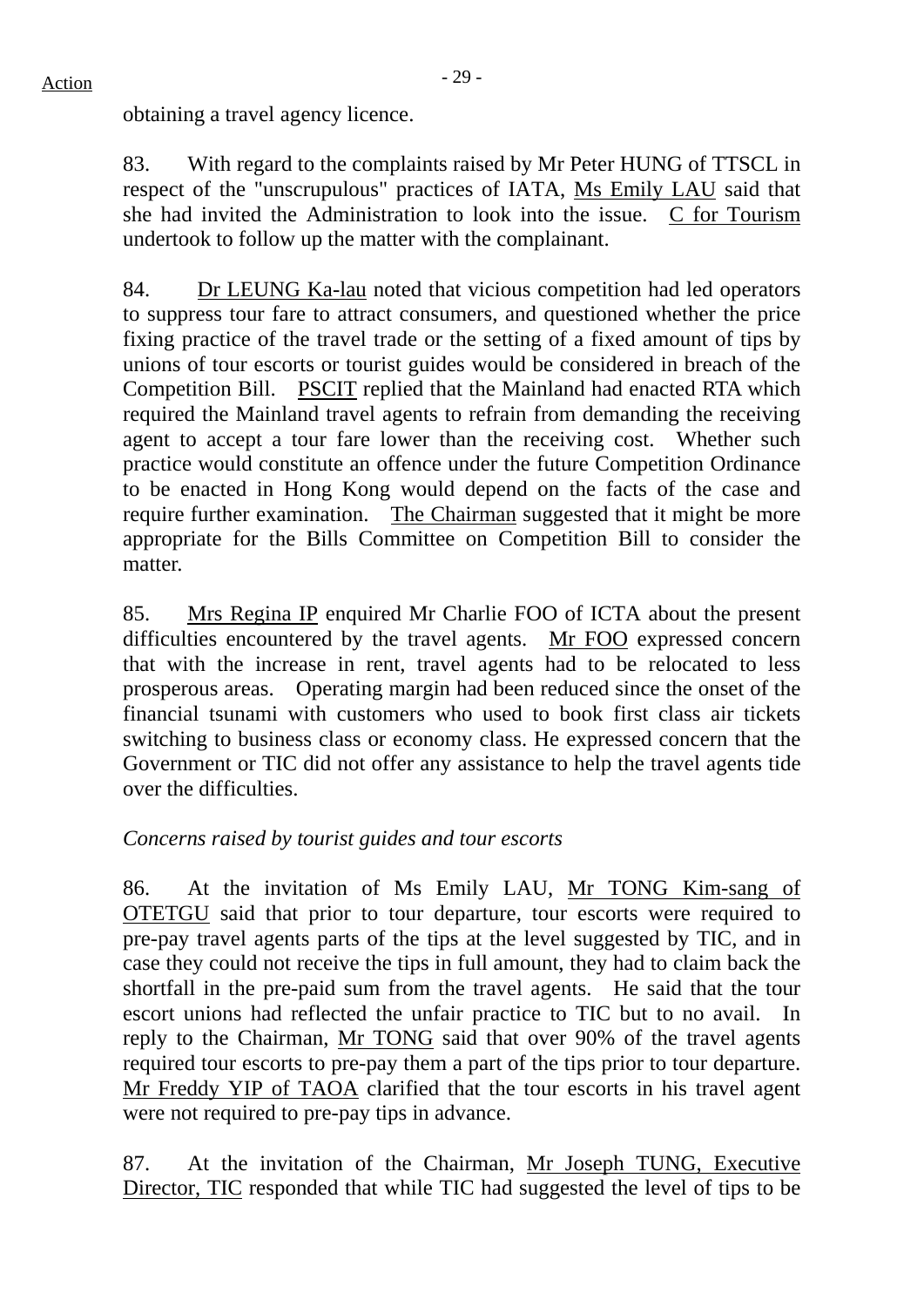obtaining a travel agency licence.

83. With regard to the complaints raised by Mr Peter HUNG of TTSCL in respect of the "unscrupulous" practices of IATA, Ms Emily LAU said that she had invited the Administration to look into the issue. C for Tourism undertook to follow up the matter with the complainant.

84. Dr LEUNG Ka-lau noted that vicious competition had led operators to suppress tour fare to attract consumers, and questioned whether the price fixing practice of the travel trade or the setting of a fixed amount of tips by unions of tour escorts or tourist guides would be considered in breach of the Competition Bill. PSCIT replied that the Mainland had enacted RTA which required the Mainland travel agents to refrain from demanding the receiving agent to accept a tour fare lower than the receiving cost. Whether such practice would constitute an offence under the future Competition Ordinance to be enacted in Hong Kong would depend on the facts of the case and require further examination. The Chairman suggested that it might be more appropriate for the Bills Committee on Competition Bill to consider the matter.

85. Mrs Regina IP enquired Mr Charlie FOO of ICTA about the present difficulties encountered by the travel agents. Mr FOO expressed concern that with the increase in rent, travel agents had to be relocated to less prosperous areas. Operating margin had been reduced since the onset of the financial tsunami with customers who used to book first class air tickets switching to business class or economy class. He expressed concern that the Government or TIC did not offer any assistance to help the travel agents tide over the difficulties.

*Concerns raised by tourist guides and tour escorts*

86. At the invitation of Ms Emily LAU, Mr TONG Kim-sang of OTETGU said that prior to tour departure, tour escorts were required to pre-pay travel agents parts of the tips at the level suggested by TIC, and in case they could not receive the tips in full amount, they had to claim back the shortfall in the pre-paid sum from the travel agents. He said that the tour escort unions had reflected the unfair practice to TIC but to no avail. In reply to the Chairman, Mr TONG said that over 90% of the travel agents required tour escorts to pre-pay them a part of the tips prior to tour departure. Mr Freddy YIP of TAOA clarified that the tour escorts in his travel agent were not required to pre-pay tips in advance.

87. At the invitation of the Chairman, Mr Joseph TUNG, Executive Director, TIC responded that while TIC had suggested the level of tips to be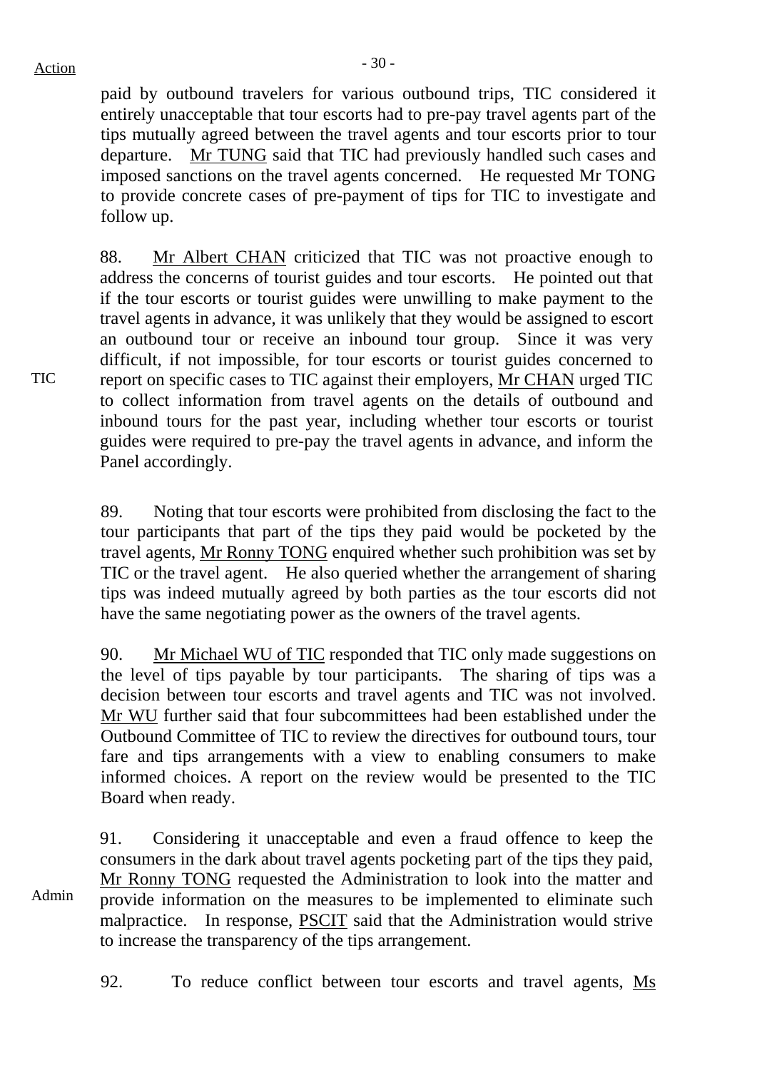paid by outbound travelers for various outbound trips, TIC considered it entirely unacceptable that tour escorts had to pre-pay travel agents part of the tips mutually agreed between the travel agents and tour escorts prior to tour departure. Mr TUNG said that TIC had previously handled such cases and imposed sanctions on the travel agents concerned. He requested Mr TONG to provide concrete cases of pre-payment of tips for TIC to investigate and follow up.

88. Mr Albert CHAN criticized that TIC was not proactive enough to address the concerns of tourist guides and tour escorts. He pointed out that if the tour escorts or tourist guides were unwilling to make payment to the travel agents in advance, it was unlikely that they would be assigned to escort an outbound tour or receive an inbound tour group. Since it was very difficult, if not impossible, for tour escorts or tourist guides concerned to report on specific cases to TIC against their employers, Mr CHAN urged TIC to collect information from travel agents on the details of outbound and inbound tours for the past year, including whether tour escorts or tourist guides were required to pre-pay the travel agents in advance, and inform the Panel accordingly.

TIC

89. Noting that tour escorts were prohibited from disclosing the fact to the tour participants that part of the tips they paid would be pocketed by the travel agents, Mr Ronny TONG enquired whether such prohibition was set by TIC or the travel agent. He also queried whether the arrangement of sharing tips was indeed mutually agreed by both parties as the tour escorts did not have the same negotiating power as the owners of the travel agents.

90. Mr Michael WU of TIC responded that TIC only made suggestions on the level of tips payable by tour participants. The sharing of tips was a decision between tour escorts and travel agents and TIC was not involved. Mr WU further said that four subcommittees had been established under the Outbound Committee of TIC to review the directives for outbound tours, tour fare and tips arrangements with a view to enabling consumers to make informed choices. A report on the review would be presented to the TIC Board when ready.

91. Considering it unacceptable and even a fraud offence to keep the consumers in the dark about travel agents pocketing part of the tips they paid, Mr Ronny TONG requested the Administration to look into the matter and provide information on the measures to be implemented to eliminate such malpractice. In response, PSCIT said that the Administration would strive to increase the transparency of the tips arrangement.

Admin

92. To reduce conflict between tour escorts and travel agents, Ms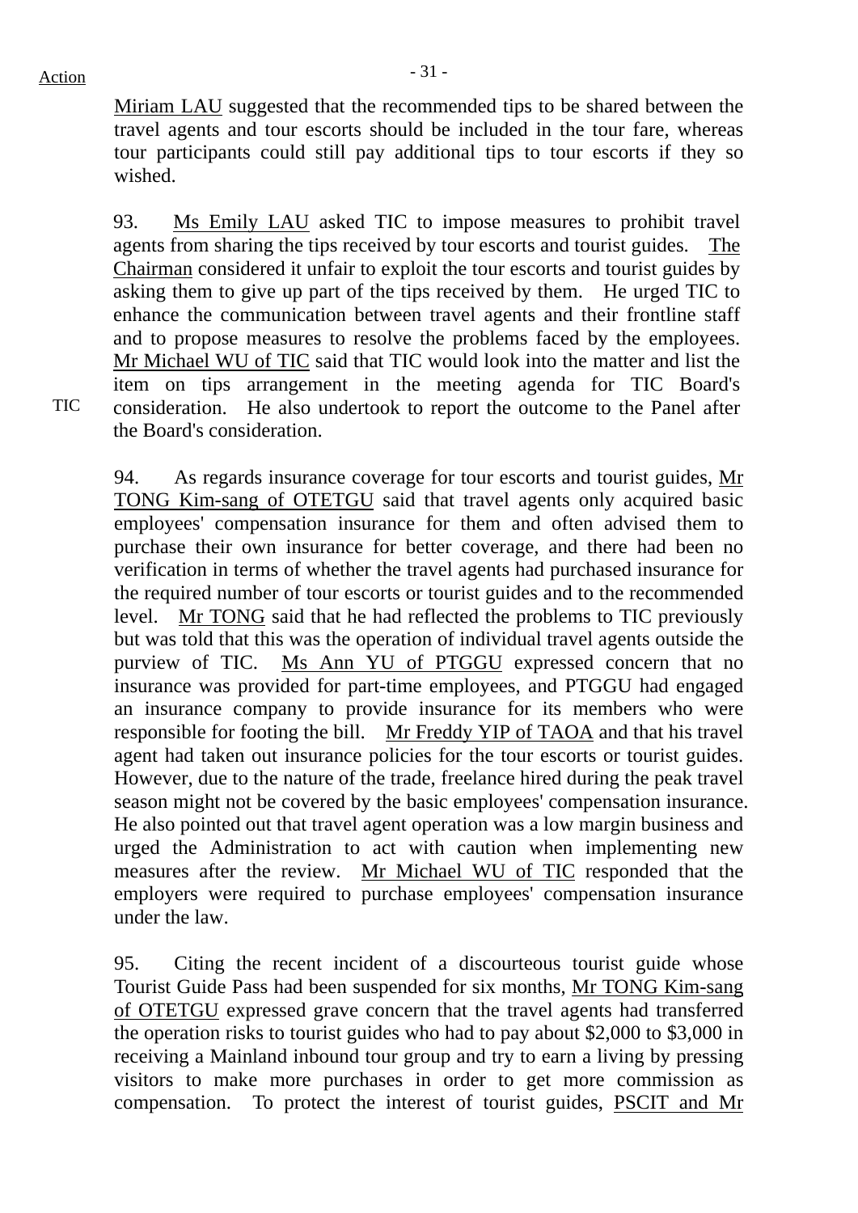Action

Miriam LAU suggested that the recommended tips to be shared between the travel agents and tour escorts should be included in the tour fare, whereas tour participants could still pay additional tips to tour escorts if they so wished.

93. Ms Emily LAU asked TIC to impose measures to prohibit travel agents from sharing the tips received by tour escorts and tourist guides. The Chairman considered it unfair to exploit the tour escorts and tourist guides by asking them to give up part of the tips received by them. He urged TIC to enhance the communication between travel agents and their frontline staff and to propose measures to resolve the problems faced by the employees. Mr Michael WU of TIC said that TIC would look into the matter and list the item on tips arrangement in the meeting agenda for TIC Board's consideration. He also undertook to report the outcome to the Panel after the Board's consideration.

TIC

94. As regards insurance coverage for tour escorts and tourist guides, Mr TONG Kim-sang of OTETGU said that travel agents only acquired basic employees' compensation insurance for them and often advised them to purchase their own insurance for better coverage, and there had been no verification in terms of whether the travel agents had purchased insurance for the required number of tour escorts or tourist guides and to the recommended level. Mr TONG said that he had reflected the problems to TIC previously but was told that this was the operation of individual travel agents outside the purview of TIC. Ms Ann YU of PTGGU expressed concern that no insurance was provided for part-time employees, and PTGGU had engaged an insurance company to provide insurance for its members who were responsible for footing the bill. Mr Freddy YIP of TAOA and that his travel agent had taken out insurance policies for the tour escorts or tourist guides. However, due to the nature of the trade, freelance hired during the peak travel season might not be covered by the basic employees' compensation insurance. He also pointed out that travel agent operation was a low margin business and urged the Administration to act with caution when implementing new measures after the review. Mr Michael WU of TIC responded that the employers were required to purchase employees' compensation insurance under the law.

95. Citing the recent incident of a discourteous tourist guide whose Tourist Guide Pass had been suspended for six months, Mr TONG Kim-sang of OTETGU expressed grave concern that the travel agents had transferred the operation risks to tourist guides who had to pay about $2,000 to $3,000 in receiving a Mainland inbound tour group and try to earn a living by pressing visitors to make more purchases in order to get more commission as compensation. To protect the interest of tourist guides, PSCIT and Mr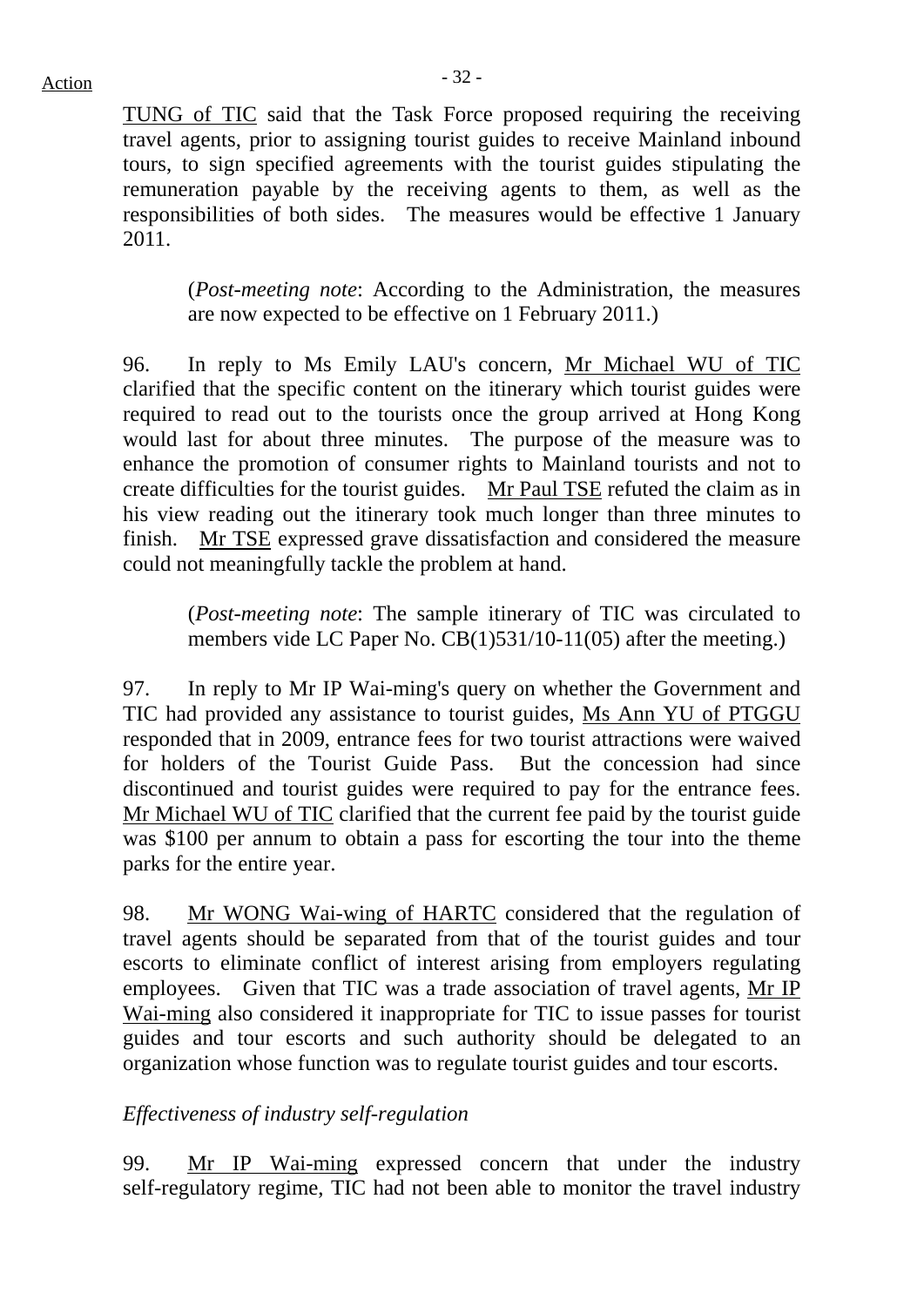TUNG of TIC said that the Task Force proposed requiring the receiving travel agents, prior to assigning tourist guides to receive Mainland inbound tours, to sign specified agreements with the tourist guides stipulating the remuneration payable by the receiving agents to them, as well as the responsibilities of both sides. The measures would be effective 1 January 2011.

> (*Post-meeting note*: According to the Administration, the measures are now expected to be effective on 1 February 2011.)

96. In reply to Ms Emily LAU's concern, Mr Michael WU of TIC clarified that the specific content on the itinerary which tourist guides were required to read out to the tourists once the group arrived at Hong Kong would last for about three minutes. The purpose of the measure was to enhance the promotion of consumer rights to Mainland tourists and not to create difficulties for the tourist guides. Mr Paul TSE refuted the claim as in his view reading out the itinerary took much longer than three minutes to finish. Mr TSE expressed grave dissatisfaction and considered the measure could not meaningfully tackle the problem at hand.

> (*Post-meeting note*: The sample itinerary of TIC was circulated to members vide LC Paper No. CB(1)531/10-11(05) after the meeting.)

97. In reply to Mr IP Wai-ming's query on whether the Government and TIC had provided any assistance to tourist guides, Ms Ann YU of PTGGU responded that in 2009, entrance fees for two tourist attractions were waived for holders of the Tourist Guide Pass. But the concession had since discontinued and tourist guides were required to pay for the entrance fees. Mr Michael WU of TIC clarified that the current fee paid by the tourist guide was $100 per annum to obtain a pass for escorting the tour into the theme parks for the entire year.

98. Mr WONG Wai-wing of HARTC considered that the regulation of travel agents should be separated from that of the tourist guides and tour escorts to eliminate conflict of interest arising from employers regulating employees. Given that TIC was a trade association of travel agents, Mr IP Wai-ming also considered it inappropriate for TIC to issue passes for tourist guides and tour escorts and such authority should be delegated to an organization whose function was to regulate tourist guides and tour escorts.

*Effectiveness of industry self-regulation*

99. Mr IP Wai-ming expressed concern that under the industry self-regulatory regime, TIC had not been able to monitor the travel industry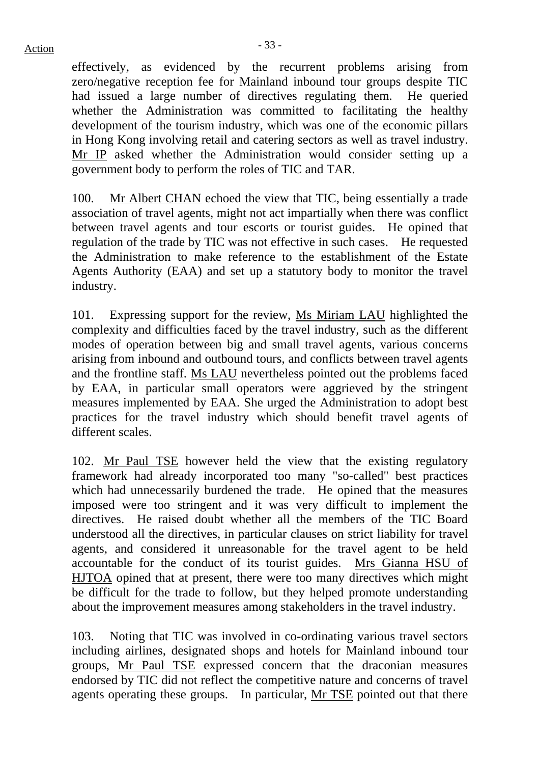effectively, as evidenced by the recurrent problems arising from zero/negative reception fee for Mainland inbound tour groups despite TIC had issued a large number of directives regulating them. He queried whether the Administration was committed to facilitating the healthy development of the tourism industry, which was one of the economic pillars in Hong Kong involving retail and catering sectors as well as travel industry. Mr IP asked whether the Administration would consider setting up a government body to perform the roles of TIC and TAR.

100. Mr Albert CHAN echoed the view that TIC, being essentially a trade association of travel agents, might not act impartially when there was conflict between travel agents and tour escorts or tourist guides. He opined that regulation of the trade by TIC was not effective in such cases. He requested the Administration to make reference to the establishment of the Estate Agents Authority (EAA) and set up a statutory body to monitor the travel industry.

101. Expressing support for the review, Ms Miriam LAU highlighted the complexity and difficulties faced by the travel industry, such as the different modes of operation between big and small travel agents, various concerns arising from inbound and outbound tours, and conflicts between travel agents and the frontline staff. Ms LAU nevertheless pointed out the problems faced by EAA, in particular small operators were aggrieved by the stringent measures implemented by EAA. She urged the Administration to adopt best practices for the travel industry which should benefit travel agents of different scales.

102. Mr Paul TSE however held the view that the existing regulatory framework had already incorporated too many "so-called" best practices which had unnecessarily burdened the trade. He opined that the measures imposed were too stringent and it was very difficult to implement the directives. He raised doubt whether all the members of the TIC Board understood all the directives, in particular clauses on strict liability for travel agents, and considered it unreasonable for the travel agent to be held accountable for the conduct of its tourist guides. Mrs Gianna HSU of HJTOA opined that at present, there were too many directives which might be difficult for the trade to follow, but they helped promote understanding about the improvement measures among stakeholders in the travel industry.

103. Noting that TIC was involved in co-ordinating various travel sectors including airlines, designated shops and hotels for Mainland inbound tour groups, Mr Paul TSE expressed concern that the draconian measures endorsed by TIC did not reflect the competitive nature and concerns of travel agents operating these groups. In particular, Mr TSE pointed out that there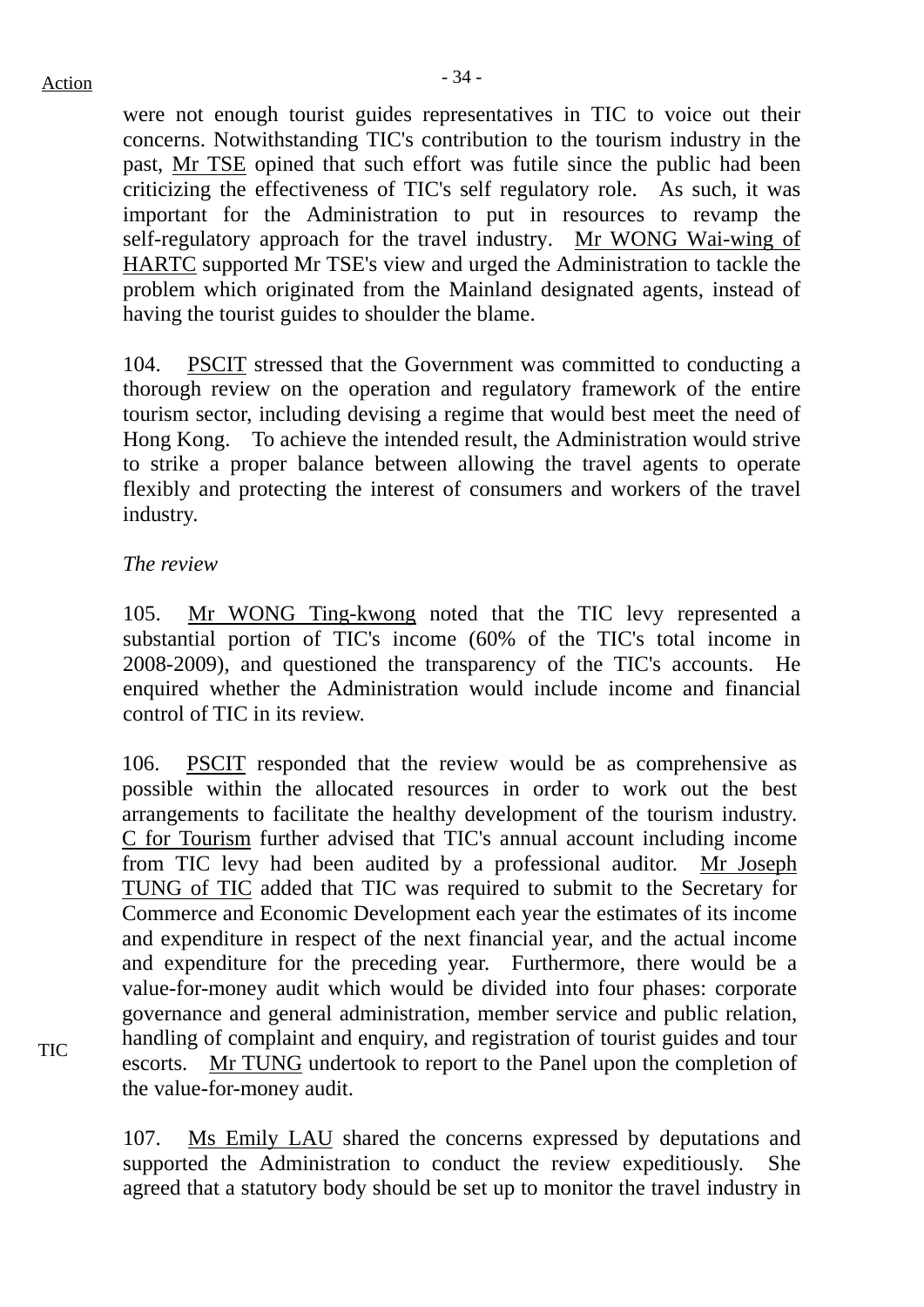were not enough tourist guides representatives in TIC to voice out their concerns. Notwithstanding TIC's contribution to the tourism industry in the past, Mr TSE opined that such effort was futile since the public had been criticizing the effectiveness of TIC's self regulatory role. As such, it was important for the Administration to put in resources to revamp the self-regulatory approach for the travel industry. Mr WONG Wai-wing of HARTC supported Mr TSE's view and urged the Administration to tackle the problem which originated from the Mainland designated agents, instead of having the tourist guides to shoulder the blame.

104. PSCIT stressed that the Government was committed to conducting a thorough review on the operation and regulatory framework of the entire tourism sector, including devising a regime that would best meet the need of Hong Kong. To achieve the intended result, the Administration would strive to strike a proper balance between allowing the travel agents to operate flexibly and protecting the interest of consumers and workers of the travel industry.

*The review*

105. Mr WONG Ting-kwong noted that the TIC levy represented a substantial portion of TIC's income (60% of the TIC's total income in 2008-2009), and questioned the transparency of the TIC's accounts. He enquired whether the Administration would include income and financial control of TIC in its review.

106. PSCIT responded that the review would be as comprehensive as possible within the allocated resources in order to work out the best arrangements to facilitate the healthy development of the tourism industry. C for Tourism further advised that TIC's annual account including income from TIC levy had been audited by a professional auditor. Mr Joseph TUNG of TIC added that TIC was required to submit to the Secretary for Commerce and Economic Development each year the estimates of its income and expenditure in respect of the next financial year, and the actual income and expenditure for the preceding year. Furthermore, there would be a value-for-money audit which would be divided into four phases: corporate governance and general administration, member service and public relation, handling of complaint and enquiry, and registration of tourist guides and tour escorts. Mr TUNG undertook to report to the Panel upon the completion of the value-for-money audit.

Action: TIC

107. Ms Emily LAU shared the concerns expressed by deputations and supported the Administration to conduct the review expeditiously. She agreed that a statutory body should be set up to monitor the travel industry in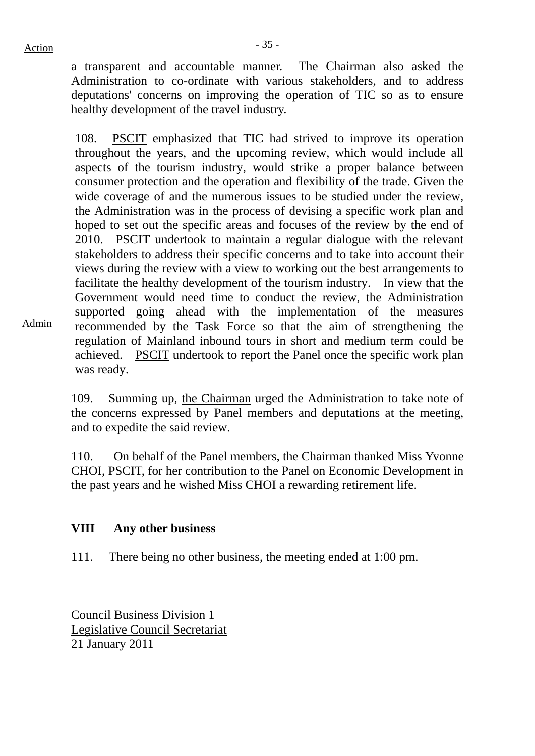Action

a transparent and accountable manner. The Chairman also asked the Administration to co-ordinate with various stakeholders, and to address deputations' concerns on improving the operation of TIC so as to ensure healthy development of the travel industry.

108. PSCIT emphasized that TIC had strived to improve its operation throughout the years, and the upcoming review, which would include all aspects of the tourism industry, would strike a proper balance between consumer protection and the operation and flexibility of the trade. Given the wide coverage of and the numerous issues to be studied under the review, the Administration was in the process of devising a specific work plan and hoped to set out the specific areas and focuses of the review by the end of 2010. PSCIT undertook to maintain a regular dialogue with the relevant stakeholders to address their specific concerns and to take into account their views during the review with a view to working out the best arrangements to facilitate the healthy development of the tourism industry. In view that the Government would need time to conduct the review, the Administration supported going ahead with the implementation of the measures recommended by the Task Force so that the aim of strengthening the regulation of Mainland inbound tours in short and medium term could be achieved. PSCIT undertook to report the Panel once the specific work plan was ready.

Admin

109. Summing up, the Chairman urged the Administration to take note of the concerns expressed by Panel members and deputations at the meeting, and to expedite the said review.

110. On behalf of the Panel members, the Chairman thanked Miss Yvonne CHOI, PSCIT, for her contribution to the Panel on Economic Development in the past years and he wished Miss CHOI a rewarding retirement life.

## VIII Any other business

111. There being no other business, the meeting ended at 1:00 pm.

Council Business Division 1
Legislative Council Secretariat
21 January 2011